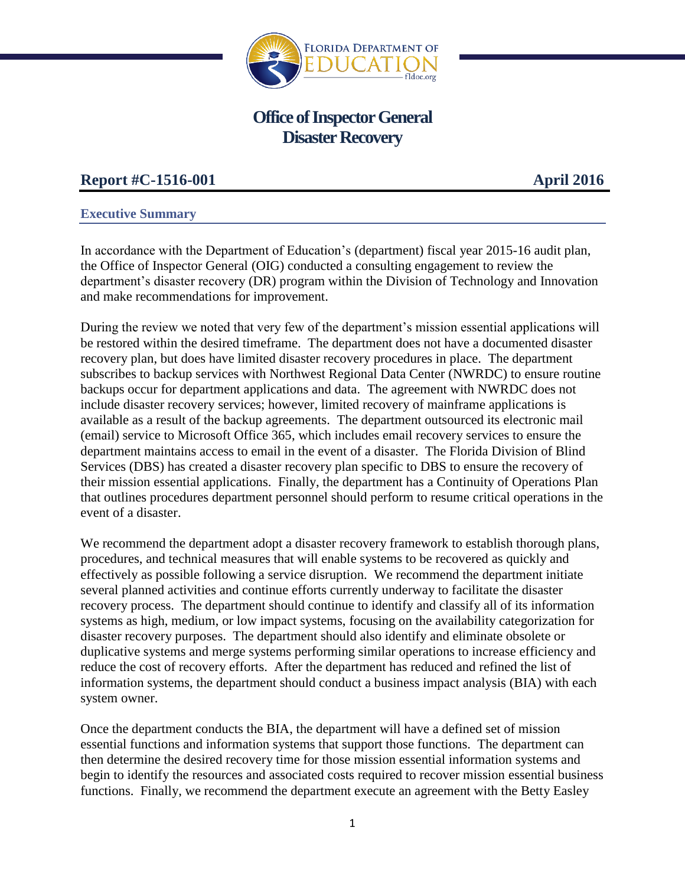# Office of Inspector General
# Disaster Recovery

**Report #C-1516-001** **April 2016**

## Executive Summary

In accordance with the Department of Education's (department) fiscal year 2015-16 audit plan, the Office of Inspector General (OIG) conducted a consulting engagement to review the department's disaster recovery (DR) program within the Division of Technology and Innovation and make recommendations for improvement.

During the review we noted that very few of the department's mission essential applications will be restored within the desired timeframe. The department does not have a documented disaster recovery plan, but does have limited disaster recovery procedures in place. The department subscribes to backup services with Northwest Regional Data Center (NWRDC) to ensure routine backups occur for department applications and data. The agreement with NWRDC does not include disaster recovery services; however, limited recovery of mainframe applications is available as a result of the backup agreements. The department outsourced its electronic mail (email) service to Microsoft Office 365, which includes email recovery services to ensure the department maintains access to email in the event of a disaster. The Florida Division of Blind Services (DBS) has created a disaster recovery plan specific to DBS to ensure the recovery of their mission essential applications. Finally, the department has a Continuity of Operations Plan that outlines procedures department personnel should perform to resume critical operations in the event of a disaster.

We recommend the department adopt a disaster recovery framework to establish thorough plans, procedures, and technical measures that will enable systems to be recovered as quickly and effectively as possible following a service disruption. We recommend the department initiate several planned activities and continue efforts currently underway to facilitate the disaster recovery process. The department should continue to identify and classify all of its information systems as high, medium, or low impact systems, focusing on the availability categorization for disaster recovery purposes. The department should also identify and eliminate obsolete or duplicative systems and merge systems performing similar operations to increase efficiency and reduce the cost of recovery efforts. After the department has reduced and refined the list of information systems, the department should conduct a business impact analysis (BIA) with each system owner.

Once the department conducts the BIA, the department will have a defined set of mission essential functions and information systems that support those functions. The department can then determine the desired recovery time for those mission essential information systems and begin to identify the resources and associated costs required to recover mission essential business functions. Finally, we recommend the department execute an agreement with the Betty Easley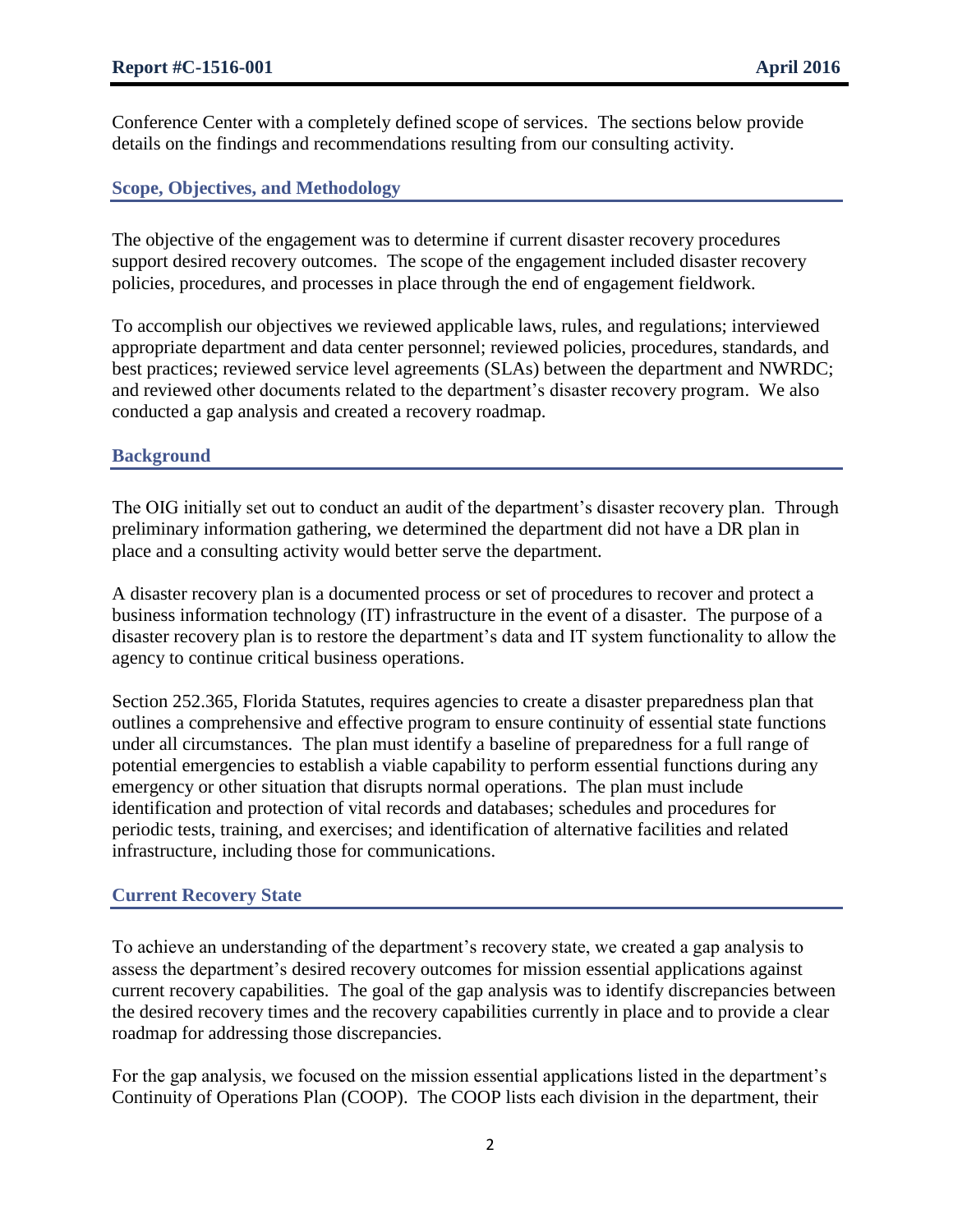Conference Center with a completely defined scope of services. The sections below provide details on the findings and recommendations resulting from our consulting activity.

## Scope, Objectives, and Methodology

The objective of the engagement was to determine if current disaster recovery procedures support desired recovery outcomes. The scope of the engagement included disaster recovery policies, procedures, and processes in place through the end of engagement fieldwork.

To accomplish our objectives we reviewed applicable laws, rules, and regulations; interviewed appropriate department and data center personnel; reviewed policies, procedures, standards, and best practices; reviewed service level agreements (SLAs) between the department and NWRDC; and reviewed other documents related to the department's disaster recovery program. We also conducted a gap analysis and created a recovery roadmap.

## Background

The OIG initially set out to conduct an audit of the department's disaster recovery plan. Through preliminary information gathering, we determined the department did not have a DR plan in place and a consulting activity would better serve the department.

A disaster recovery plan is a documented process or set of procedures to recover and protect a business information technology (IT) infrastructure in the event of a disaster. The purpose of a disaster recovery plan is to restore the department's data and IT system functionality to allow the agency to continue critical business operations.

Section 252.365, Florida Statutes, requires agencies to create a disaster preparedness plan that outlines a comprehensive and effective program to ensure continuity of essential state functions under all circumstances. The plan must identify a baseline of preparedness for a full range of potential emergencies to establish a viable capability to perform essential functions during any emergency or other situation that disrupts normal operations. The plan must include identification and protection of vital records and databases; schedules and procedures for periodic tests, training, and exercises; and identification of alternative facilities and related infrastructure, including those for communications.

## Current Recovery State

To achieve an understanding of the department's recovery state, we created a gap analysis to assess the department's desired recovery outcomes for mission essential applications against current recovery capabilities. The goal of the gap analysis was to identify discrepancies between the desired recovery times and the recovery capabilities currently in place and to provide a clear roadmap for addressing those discrepancies.

For the gap analysis, we focused on the mission essential applications listed in the department's Continuity of Operations Plan (COOP). The COOP lists each division in the department, their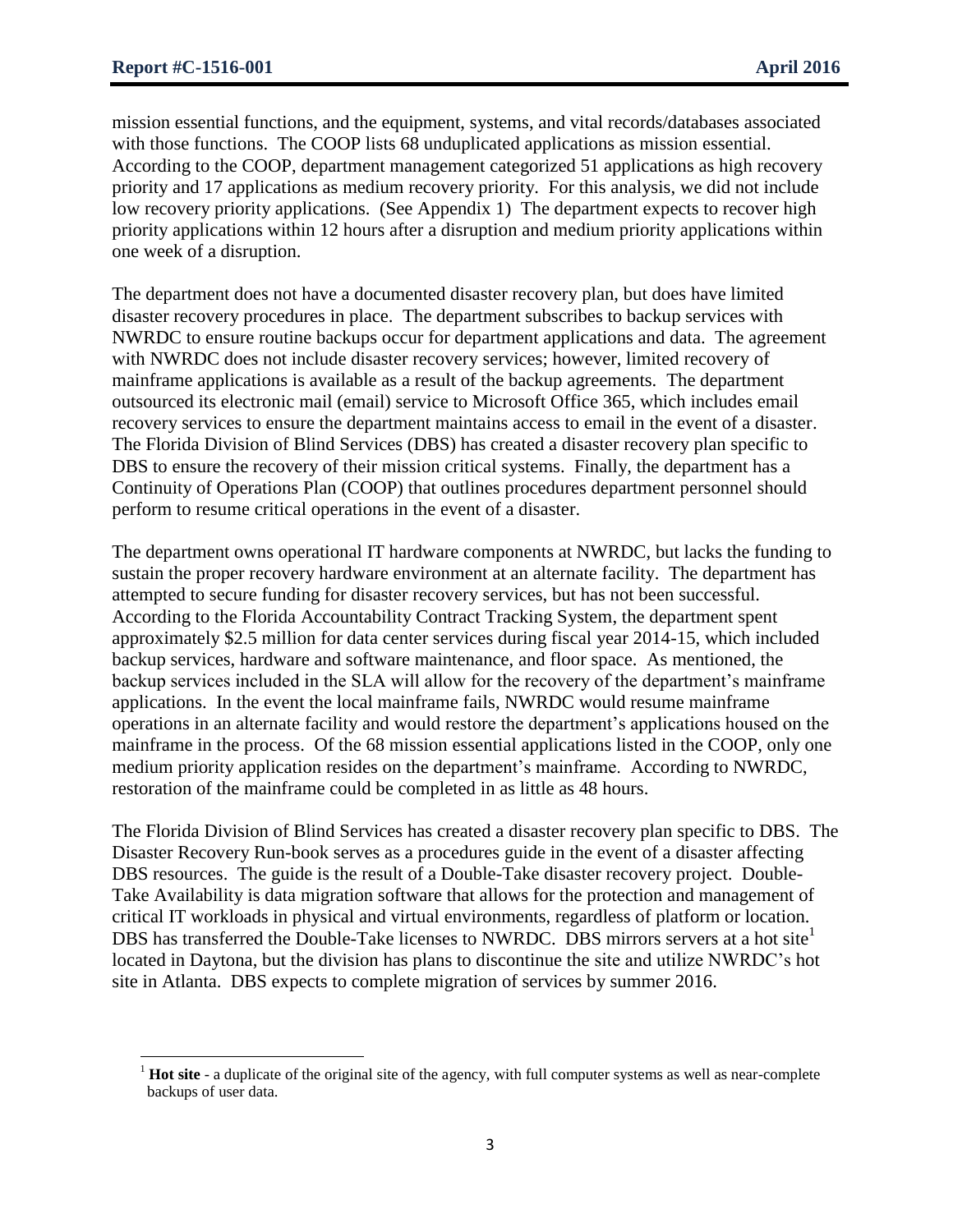mission essential functions, and the equipment, systems, and vital records/databases associated with those functions. The COOP lists 68 unduplicated applications as mission essential. According to the COOP, department management categorized 51 applications as high recovery priority and 17 applications as medium recovery priority. For this analysis, we did not include low recovery priority applications. (See Appendix 1) The department expects to recover high priority applications within 12 hours after a disruption and medium priority applications within one week of a disruption.

The department does not have a documented disaster recovery plan, but does have limited disaster recovery procedures in place. The department subscribes to backup services with NWRDC to ensure routine backups occur for department applications and data. The agreement with NWRDC does not include disaster recovery services; however, limited recovery of mainframe applications is available as a result of the backup agreements. The department outsourced its electronic mail (email) service to Microsoft Office 365, which includes email recovery services to ensure the department maintains access to email in the event of a disaster. The Florida Division of Blind Services (DBS) has created a disaster recovery plan specific to DBS to ensure the recovery of their mission critical systems. Finally, the department has a Continuity of Operations Plan (COOP) that outlines procedures department personnel should perform to resume critical operations in the event of a disaster.

The department owns operational IT hardware components at NWRDC, but lacks the funding to sustain the proper recovery hardware environment at an alternate facility. The department has attempted to secure funding for disaster recovery services, but has not been successful. According to the Florida Accountability Contract Tracking System, the department spent approximately $2.5 million for data center services during fiscal year 2014-15, which included backup services, hardware and software maintenance, and floor space. As mentioned, the backup services included in the SLA will allow for the recovery of the department's mainframe applications. In the event the local mainframe fails, NWRDC would resume mainframe operations in an alternate facility and would restore the department's applications housed on the mainframe in the process. Of the 68 mission essential applications listed in the COOP, only one medium priority application resides on the department's mainframe. According to NWRDC, restoration of the mainframe could be completed in as little as 48 hours.

The Florida Division of Blind Services has created a disaster recovery plan specific to DBS. The Disaster Recovery Run-book serves as a procedures guide in the event of a disaster affecting DBS resources. The guide is the result of a Double-Take disaster recovery project. Double-Take Availability is data migration software that allows for the protection and management of critical IT workloads in physical and virtual environments, regardless of platform or location. DBS has transferred the Double-Take licenses to NWRDC. DBS mirrors servers at a hot site[1] located in Daytona, but the division has plans to discontinue the site and utilize NWRDC's hot site in Atlanta. DBS expects to complete migration of services by summer 2016.

[1] **Hot site** - a duplicate of the original site of the agency, with full computer systems as well as near-complete backups of user data.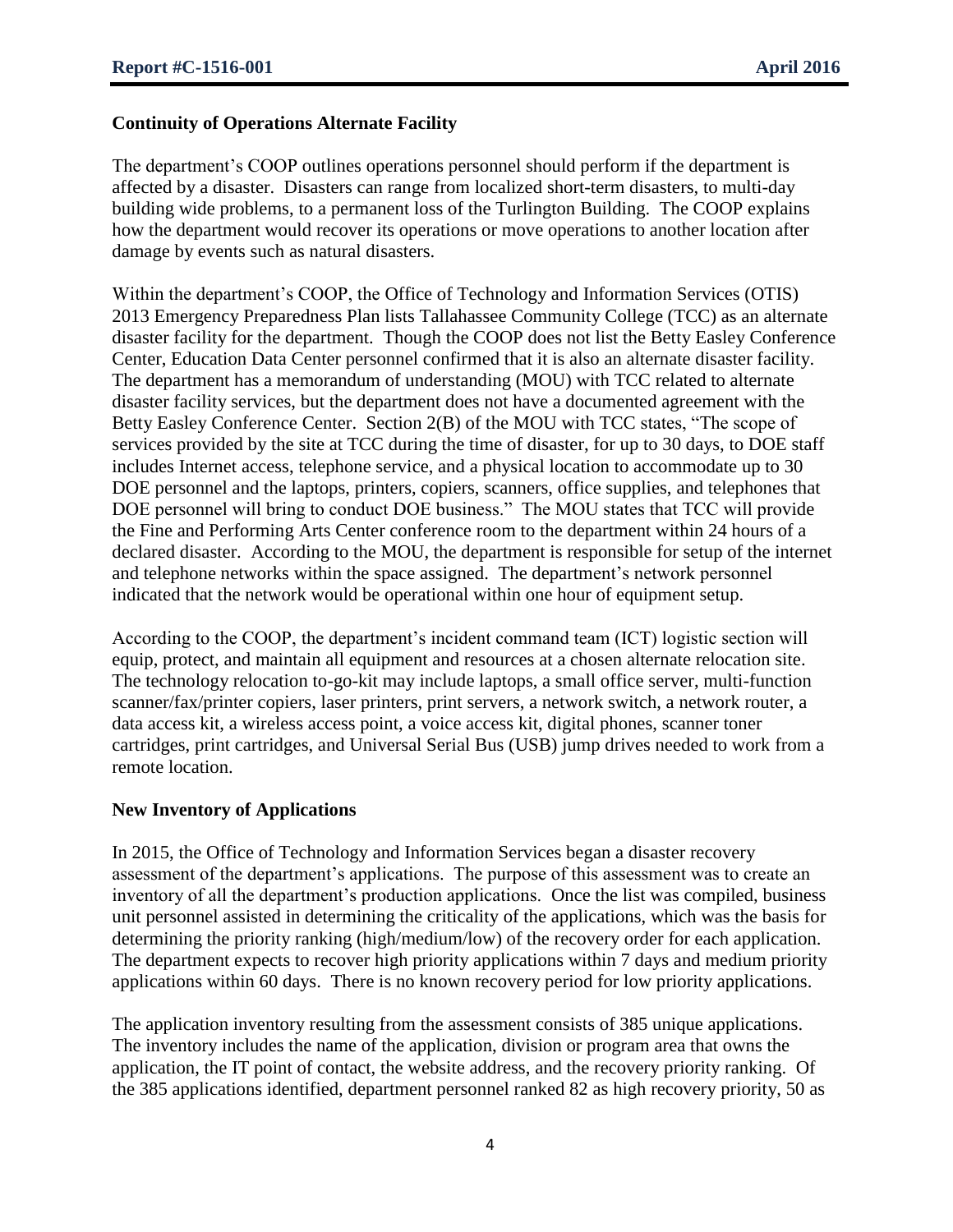### Continuity of Operations Alternate Facility

The department's COOP outlines operations personnel should perform if the department is affected by a disaster. Disasters can range from localized short-term disasters, to multi-day building wide problems, to a permanent loss of the Turlington Building. The COOP explains how the department would recover its operations or move operations to another location after damage by events such as natural disasters.

Within the department's COOP, the Office of Technology and Information Services (OTIS) 2013 Emergency Preparedness Plan lists Tallahassee Community College (TCC) as an alternate disaster facility for the department. Though the COOP does not list the Betty Easley Conference Center, Education Data Center personnel confirmed that it is also an alternate disaster facility. The department has a memorandum of understanding (MOU) with TCC related to alternate disaster facility services, but the department does not have a documented agreement with the Betty Easley Conference Center. Section 2(B) of the MOU with TCC states, "The scope of services provided by the site at TCC during the time of disaster, for up to 30 days, to DOE staff includes Internet access, telephone service, and a physical location to accommodate up to 30 DOE personnel and the laptops, printers, copiers, scanners, office supplies, and telephones that DOE personnel will bring to conduct DOE business." The MOU states that TCC will provide the Fine and Performing Arts Center conference room to the department within 24 hours of a declared disaster. According to the MOU, the department is responsible for setup of the internet and telephone networks within the space assigned. The department's network personnel indicated that the network would be operational within one hour of equipment setup.

According to the COOP, the department's incident command team (ICT) logistic section will equip, protect, and maintain all equipment and resources at a chosen alternate relocation site. The technology relocation to-go-kit may include laptops, a small office server, multi-function scanner/fax/printer copiers, laser printers, print servers, a network switch, a network router, a data access kit, a wireless access point, a voice access kit, digital phones, scanner toner cartridges, print cartridges, and Universal Serial Bus (USB) jump drives needed to work from a remote location.

### New Inventory of Applications

In 2015, the Office of Technology and Information Services began a disaster recovery assessment of the department's applications. The purpose of this assessment was to create an inventory of all the department's production applications. Once the list was compiled, business unit personnel assisted in determining the criticality of the applications, which was the basis for determining the priority ranking (high/medium/low) of the recovery order for each application. The department expects to recover high priority applications within 7 days and medium priority applications within 60 days. There is no known recovery period for low priority applications.

The application inventory resulting from the assessment consists of 385 unique applications. The inventory includes the name of the application, division or program area that owns the application, the IT point of contact, the website address, and the recovery priority ranking. Of the 385 applications identified, department personnel ranked 82 as high recovery priority, 50 as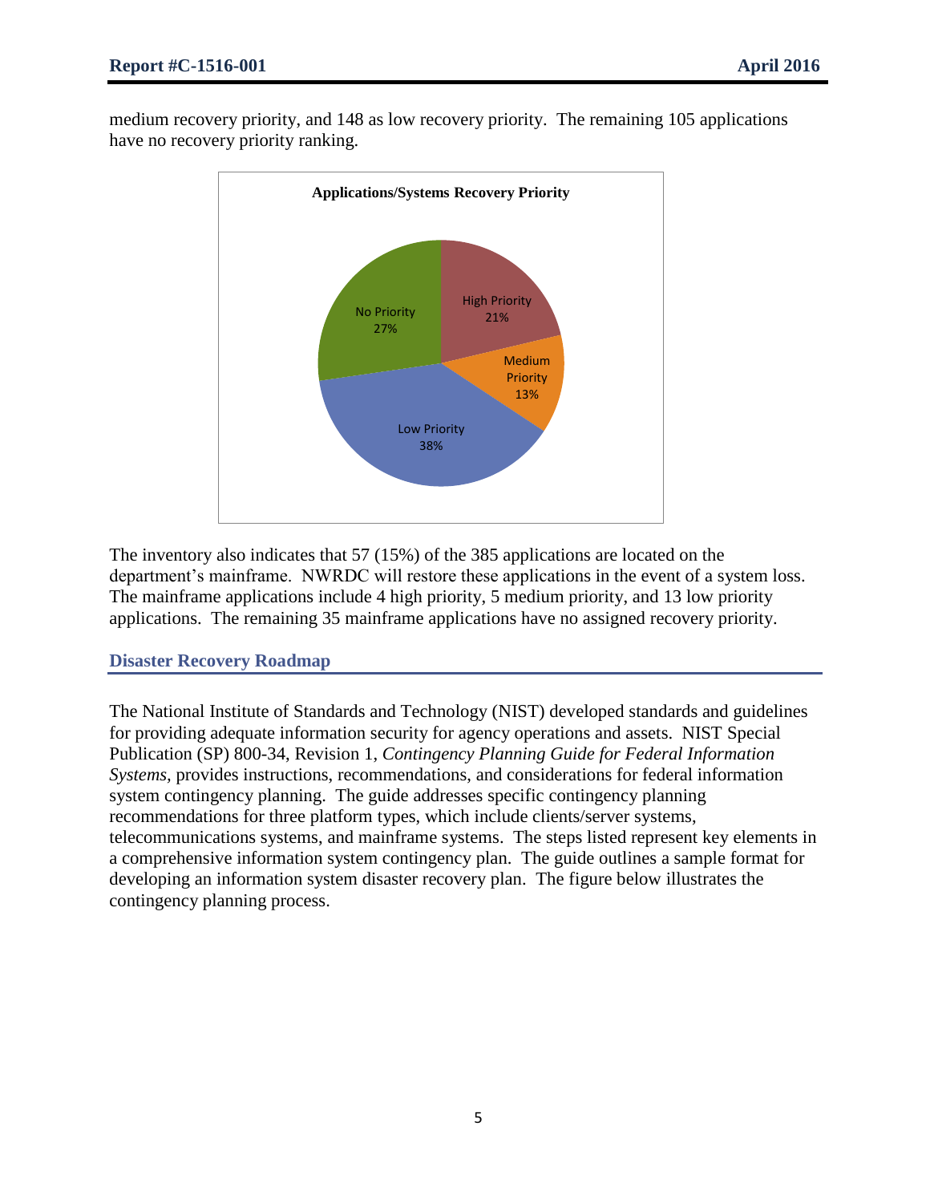medium recovery priority, and 148 as low recovery priority. The remaining 105 applications have no recovery priority ranking.

**Applications/Systems Recovery Priority**

| Priority | Percentage |
| --- | --- |
| High Priority | 21% |
| Medium Priority | 13% |
| Low Priority | 38% |
| No Priority | 27% |

The inventory also indicates that 57 (15%) of the 385 applications are located on the department's mainframe. NWRDC will restore these applications in the event of a system loss. The mainframe applications include 4 high priority, 5 medium priority, and 13 low priority applications. The remaining 35 mainframe applications have no assigned recovery priority.

## Disaster Recovery Roadmap

The National Institute of Standards and Technology (NIST) developed standards and guidelines for providing adequate information security for agency operations and assets. NIST Special Publication (SP) 800-34, Revision 1, *Contingency Planning Guide for Federal Information Systems,* provides instructions, recommendations, and considerations for federal information system contingency planning. The guide addresses specific contingency planning recommendations for three platform types, which include clients/server systems, telecommunications systems, and mainframe systems. The steps listed represent key elements in a comprehensive information system contingency plan. The guide outlines a sample format for developing an information system disaster recovery plan. The figure below illustrates the contingency planning process.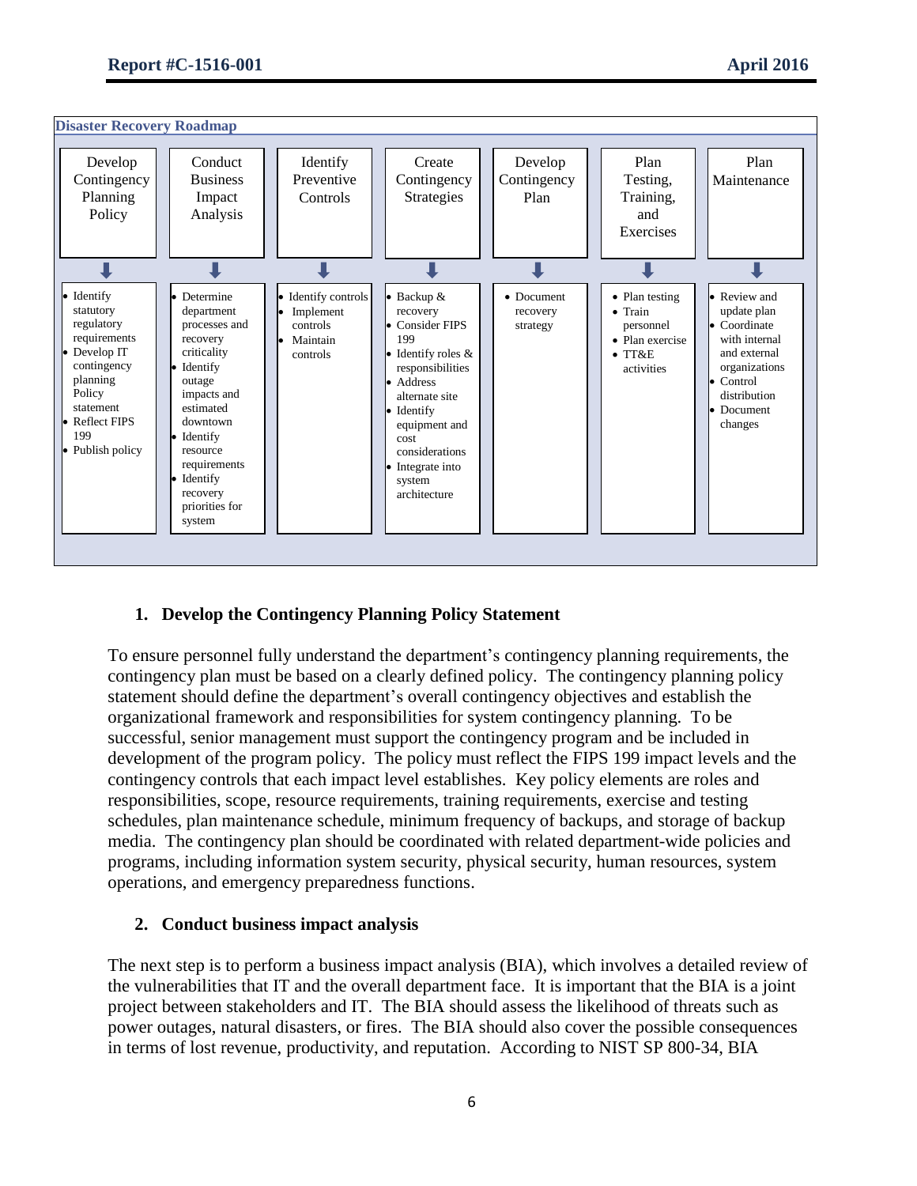**Disaster Recovery Roadmap**

| Develop Contingency Planning Policy | Conduct Business Impact Analysis | Identify Preventive Controls | Create Contingency Strategies | Develop Contingency Plan | Plan Testing, Training, and Exercises | Plan Maintenance |
|---|---|---|---|---|---|---|
| • Identify statutory regulatory requirements<br>• Develop IT contingency planning Policy statement<br>• Reflect FIPS 199<br>• Publish policy | • Determine department processes and recovery criticality<br>• Identify outage impacts and estimated downtown<br>• Identify resource requirements<br>• Identify recovery priorities for system | • Identify controls<br>• Implement controls<br>• Maintain controls | • Backup & recovery<br>• Consider FIPS 199<br>• Identify roles & responsibilities<br>• Address alternate site<br>• Identify equipment and cost considerations<br>• Integrate into system architecture | • Document recovery strategy | • Plan testing<br>• Train personnel<br>• Plan exercise<br>• TT&E activities | • Review and update plan<br>• Coordinate with internal and external organizations<br>• Control distribution<br>• Document changes |

## 1. Develop the Contingency Planning Policy Statement

To ensure personnel fully understand the department's contingency planning requirements, the contingency plan must be based on a clearly defined policy. The contingency planning policy statement should define the department's overall contingency objectives and establish the organizational framework and responsibilities for system contingency planning. To be successful, senior management must support the contingency program and be included in development of the program policy. The policy must reflect the FIPS 199 impact levels and the contingency controls that each impact level establishes. Key policy elements are roles and responsibilities, scope, resource requirements, training requirements, exercise and testing schedules, plan maintenance schedule, minimum frequency of backups, and storage of backup media. The contingency plan should be coordinated with related department-wide policies and programs, including information system security, physical security, human resources, system operations, and emergency preparedness functions.

## 2. Conduct business impact analysis

The next step is to perform a business impact analysis (BIA), which involves a detailed review of the vulnerabilities that IT and the overall department face. It is important that the BIA is a joint project between stakeholders and IT. The BIA should assess the likelihood of threats such as power outages, natural disasters, or fires. The BIA should also cover the possible consequences in terms of lost revenue, productivity, and reputation. According to NIST SP 800-34, BIA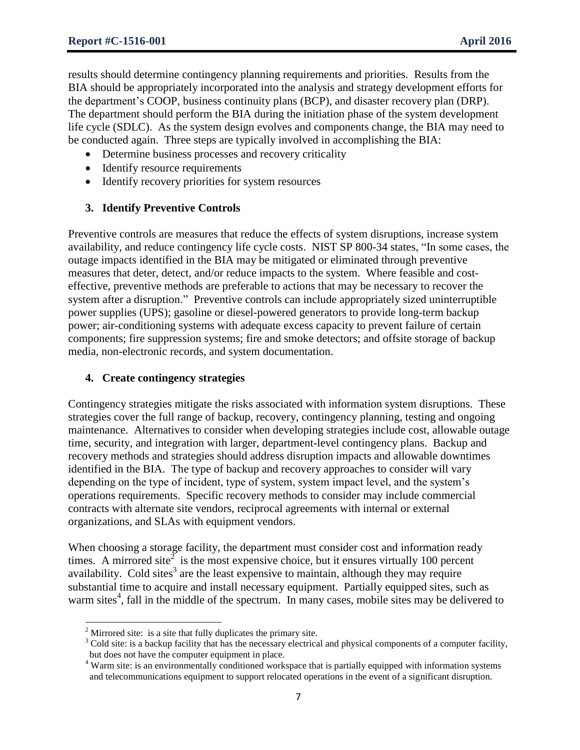results should determine contingency planning requirements and priorities. Results from the BIA should be appropriately incorporated into the analysis and strategy development efforts for the department's COOP, business continuity plans (BCP), and disaster recovery plan (DRP). The department should perform the BIA during the initiation phase of the system development life cycle (SDLC). As the system design evolves and components change, the BIA may need to be conducted again. Three steps are typically involved in accomplishing the BIA:

- Determine business processes and recovery criticality
- Identify resource requirements
- Identify recovery priorities for system resources

### 3. Identify Preventive Controls

Preventive controls are measures that reduce the effects of system disruptions, increase system availability, and reduce contingency life cycle costs. NIST SP 800-34 states, "In some cases, the outage impacts identified in the BIA may be mitigated or eliminated through preventive measures that deter, detect, and/or reduce impacts to the system. Where feasible and cost-effective, preventive methods are preferable to actions that may be necessary to recover the system after a disruption." Preventive controls can include appropriately sized uninterruptible power supplies (UPS); gasoline or diesel-powered generators to provide long-term backup power; air-conditioning systems with adequate excess capacity to prevent failure of certain components; fire suppression systems; fire and smoke detectors; and offsite storage of backup media, non-electronic records, and system documentation.

### 4. Create contingency strategies

Contingency strategies mitigate the risks associated with information system disruptions. These strategies cover the full range of backup, recovery, contingency planning, testing and ongoing maintenance. Alternatives to consider when developing strategies include cost, allowable outage time, security, and integration with larger, department-level contingency plans. Backup and recovery methods and strategies should address disruption impacts and allowable downtimes identified in the BIA. The type of backup and recovery approaches to consider will vary depending on the type of incident, type of system, system impact level, and the system's operations requirements. Specific recovery methods to consider may include commercial contracts with alternate site vendors, reciprocal agreements with internal or external organizations, and SLAs with equipment vendors.

When choosing a storage facility, the department must consider cost and information ready times. A mirrored site[2] is the most expensive choice, but it ensures virtually 100 percent availability. Cold sites[3] are the least expensive to maintain, although they may require substantial time to acquire and install necessary equipment. Partially equipped sites, such as warm sites[4], fall in the middle of the spectrum. In many cases, mobile sites may be delivered to

---

[2] Mirrored site: is a site that fully duplicates the primary site.

[3] Cold site: is a backup facility that has the necessary electrical and physical components of a computer facility, but does not have the computer equipment in place.

[4] Warm site: is an environmentally conditioned workspace that is partially equipped with information systems and telecommunications equipment to support relocated operations in the event of a significant disruption.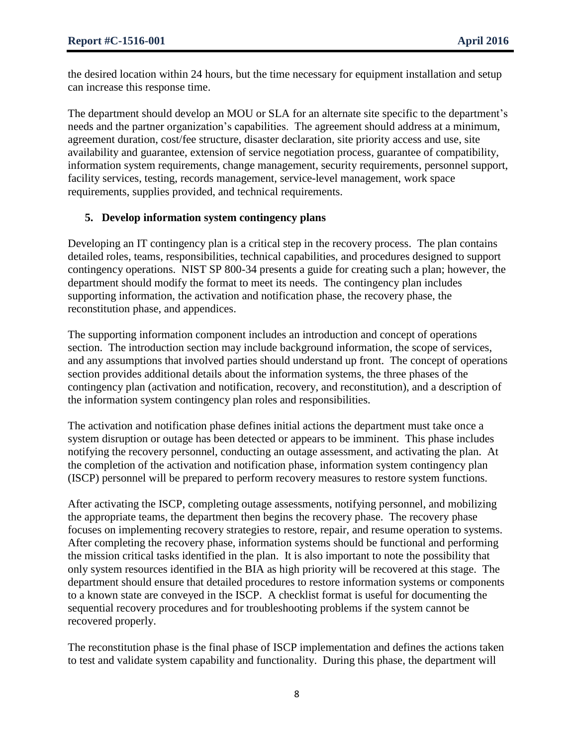the desired location within 24 hours, but the time necessary for equipment installation and setup can increase this response time.

The department should develop an MOU or SLA for an alternate site specific to the department's needs and the partner organization's capabilities. The agreement should address at a minimum, agreement duration, cost/fee structure, disaster declaration, site priority access and use, site availability and guarantee, extension of service negotiation process, guarantee of compatibility, information system requirements, change management, security requirements, personnel support, facility services, testing, records management, service-level management, work space requirements, supplies provided, and technical requirements.

### 5. Develop information system contingency plans

Developing an IT contingency plan is a critical step in the recovery process. The plan contains detailed roles, teams, responsibilities, technical capabilities, and procedures designed to support contingency operations. NIST SP 800-34 presents a guide for creating such a plan; however, the department should modify the format to meet its needs. The contingency plan includes supporting information, the activation and notification phase, the recovery phase, the reconstitution phase, and appendices.

The supporting information component includes an introduction and concept of operations section. The introduction section may include background information, the scope of services, and any assumptions that involved parties should understand up front. The concept of operations section provides additional details about the information systems, the three phases of the contingency plan (activation and notification, recovery, and reconstitution), and a description of the information system contingency plan roles and responsibilities.

The activation and notification phase defines initial actions the department must take once a system disruption or outage has been detected or appears to be imminent. This phase includes notifying the recovery personnel, conducting an outage assessment, and activating the plan. At the completion of the activation and notification phase, information system contingency plan (ISCP) personnel will be prepared to perform recovery measures to restore system functions.

After activating the ISCP, completing outage assessments, notifying personnel, and mobilizing the appropriate teams, the department then begins the recovery phase. The recovery phase focuses on implementing recovery strategies to restore, repair, and resume operation to systems. After completing the recovery phase, information systems should be functional and performing the mission critical tasks identified in the plan. It is also important to note the possibility that only system resources identified in the BIA as high priority will be recovered at this stage. The department should ensure that detailed procedures to restore information systems or components to a known state are conveyed in the ISCP. A checklist format is useful for documenting the sequential recovery procedures and for troubleshooting problems if the system cannot be recovered properly.

The reconstitution phase is the final phase of ISCP implementation and defines the actions taken to test and validate system capability and functionality. During this phase, the department will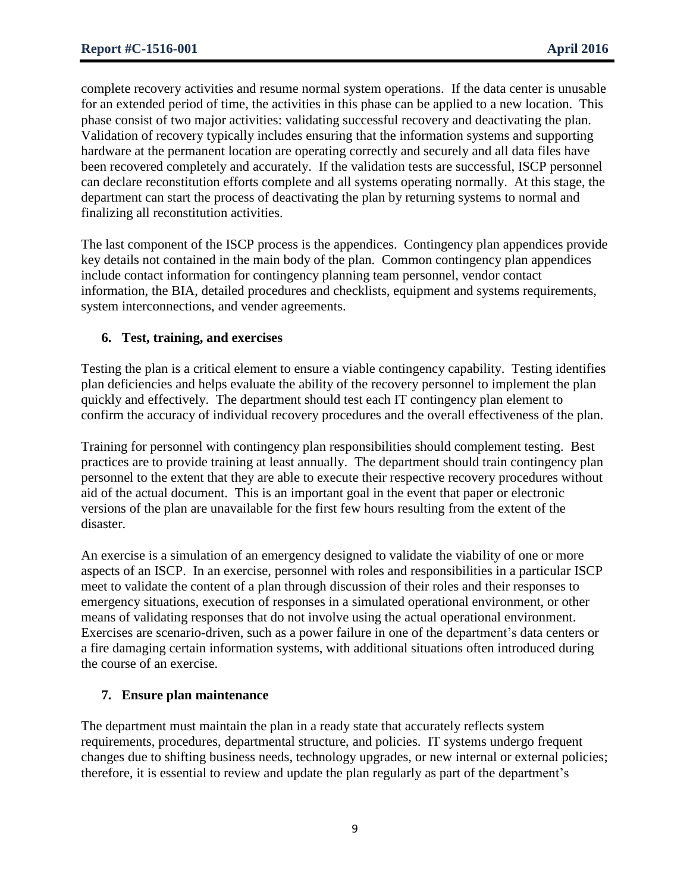complete recovery activities and resume normal system operations. If the data center is unusable for an extended period of time, the activities in this phase can be applied to a new location. This phase consist of two major activities: validating successful recovery and deactivating the plan. Validation of recovery typically includes ensuring that the information systems and supporting hardware at the permanent location are operating correctly and securely and all data files have been recovered completely and accurately. If the validation tests are successful, ISCP personnel can declare reconstitution efforts complete and all systems operating normally. At this stage, the department can start the process of deactivating the plan by returning systems to normal and finalizing all reconstitution activities.

The last component of the ISCP process is the appendices. Contingency plan appendices provide key details not contained in the main body of the plan. Common contingency plan appendices include contact information for contingency planning team personnel, vendor contact information, the BIA, detailed procedures and checklists, equipment and systems requirements, system interconnections, and vender agreements.

### 6. Test, training, and exercises

Testing the plan is a critical element to ensure a viable contingency capability. Testing identifies plan deficiencies and helps evaluate the ability of the recovery personnel to implement the plan quickly and effectively. The department should test each IT contingency plan element to confirm the accuracy of individual recovery procedures and the overall effectiveness of the plan.

Training for personnel with contingency plan responsibilities should complement testing. Best practices are to provide training at least annually. The department should train contingency plan personnel to the extent that they are able to execute their respective recovery procedures without aid of the actual document. This is an important goal in the event that paper or electronic versions of the plan are unavailable for the first few hours resulting from the extent of the disaster.

An exercise is a simulation of an emergency designed to validate the viability of one or more aspects of an ISCP. In an exercise, personnel with roles and responsibilities in a particular ISCP meet to validate the content of a plan through discussion of their roles and their responses to emergency situations, execution of responses in a simulated operational environment, or other means of validating responses that do not involve using the actual operational environment. Exercises are scenario-driven, such as a power failure in one of the department's data centers or a fire damaging certain information systems, with additional situations often introduced during the course of an exercise.

### 7. Ensure plan maintenance

The department must maintain the plan in a ready state that accurately reflects system requirements, procedures, departmental structure, and policies. IT systems undergo frequent changes due to shifting business needs, technology upgrades, or new internal or external policies; therefore, it is essential to review and update the plan regularly as part of the department's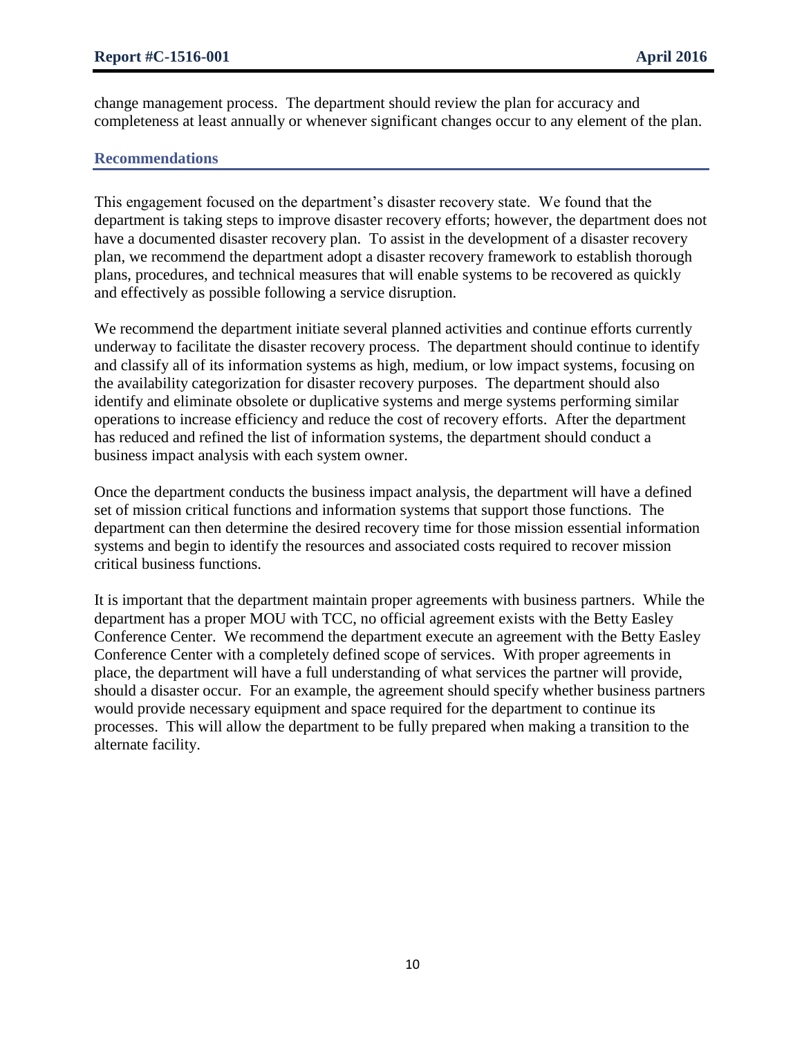change management process. The department should review the plan for accuracy and completeness at least annually or whenever significant changes occur to any element of the plan.

## Recommendations

This engagement focused on the department's disaster recovery state. We found that the department is taking steps to improve disaster recovery efforts; however, the department does not have a documented disaster recovery plan. To assist in the development of a disaster recovery plan, we recommend the department adopt a disaster recovery framework to establish thorough plans, procedures, and technical measures that will enable systems to be recovered as quickly and effectively as possible following a service disruption.

We recommend the department initiate several planned activities and continue efforts currently underway to facilitate the disaster recovery process. The department should continue to identify and classify all of its information systems as high, medium, or low impact systems, focusing on the availability categorization for disaster recovery purposes. The department should also identify and eliminate obsolete or duplicative systems and merge systems performing similar operations to increase efficiency and reduce the cost of recovery efforts. After the department has reduced and refined the list of information systems, the department should conduct a business impact analysis with each system owner.

Once the department conducts the business impact analysis, the department will have a defined set of mission critical functions and information systems that support those functions. The department can then determine the desired recovery time for those mission essential information systems and begin to identify the resources and associated costs required to recover mission critical business functions.

It is important that the department maintain proper agreements with business partners. While the department has a proper MOU with TCC, no official agreement exists with the Betty Easley Conference Center. We recommend the department execute an agreement with the Betty Easley Conference Center with a completely defined scope of services. With proper agreements in place, the department will have a full understanding of what services the partner will provide, should a disaster occur. For an example, the agreement should specify whether business partners would provide necessary equipment and space required for the department to continue its processes. This will allow the department to be fully prepared when making a transition to the alternate facility.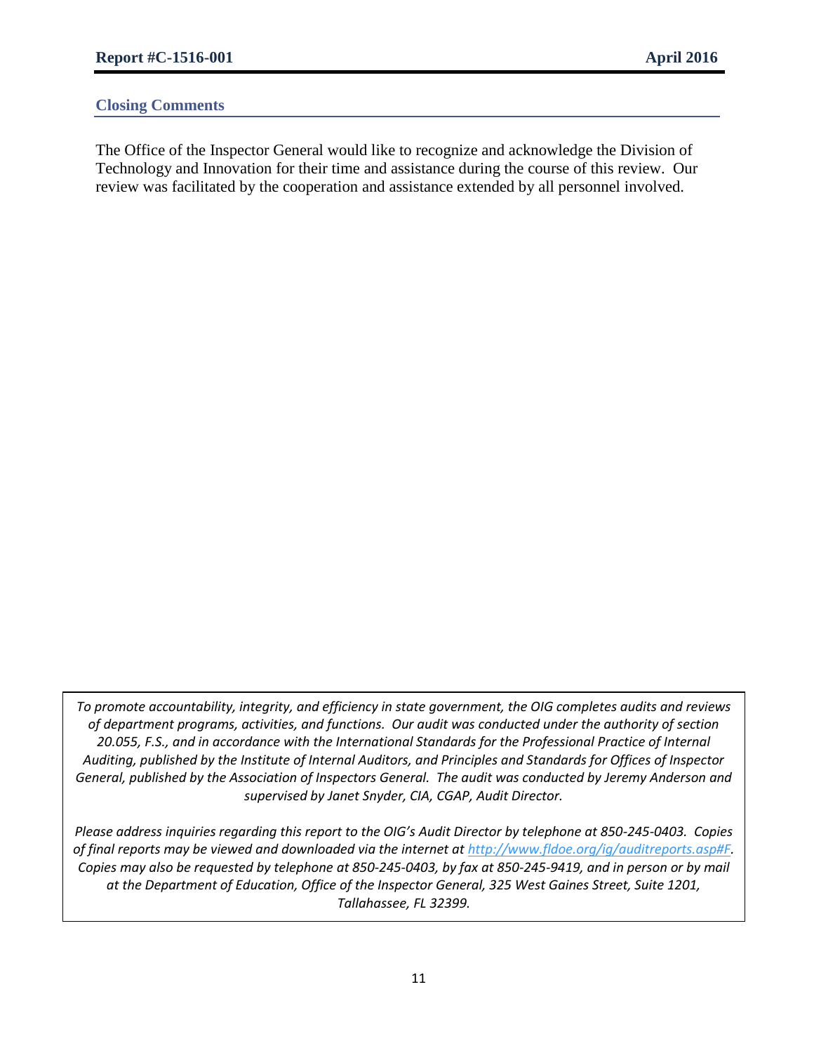## Closing Comments

The Office of the Inspector General would like to recognize and acknowledge the Division of Technology and Innovation for their time and assistance during the course of this review. Our review was facilitated by the cooperation and assistance extended by all personnel involved.

*To promote accountability, integrity, and efficiency in state government, the OIG completes audits and reviews of department programs, activities, and functions. Our audit was conducted under the authority of section 20.055, F.S., and in accordance with the International Standards for the Professional Practice of Internal Auditing, published by the Institute of Internal Auditors, and Principles and Standards for Offices of Inspector General, published by the Association of Inspectors General. The audit was conducted by Jeremy Anderson and supervised by Janet Snyder, CIA, CGAP, Audit Director.*

*Please address inquiries regarding this report to the OIG's Audit Director by telephone at 850-245-0403. Copies of final reports may be viewed and downloaded via the internet at [http://www.fldoe.org/ig/auditreports.asp#F](http://www.fldoe.org/ig/auditreports.asp#F). Copies may also be requested by telephone at 850-245-0403, by fax at 850-245-9419, and in person or by mail at the Department of Education, Office of the Inspector General, 325 West Gaines Street, Suite 1201, Tallahassee, FL 32399.*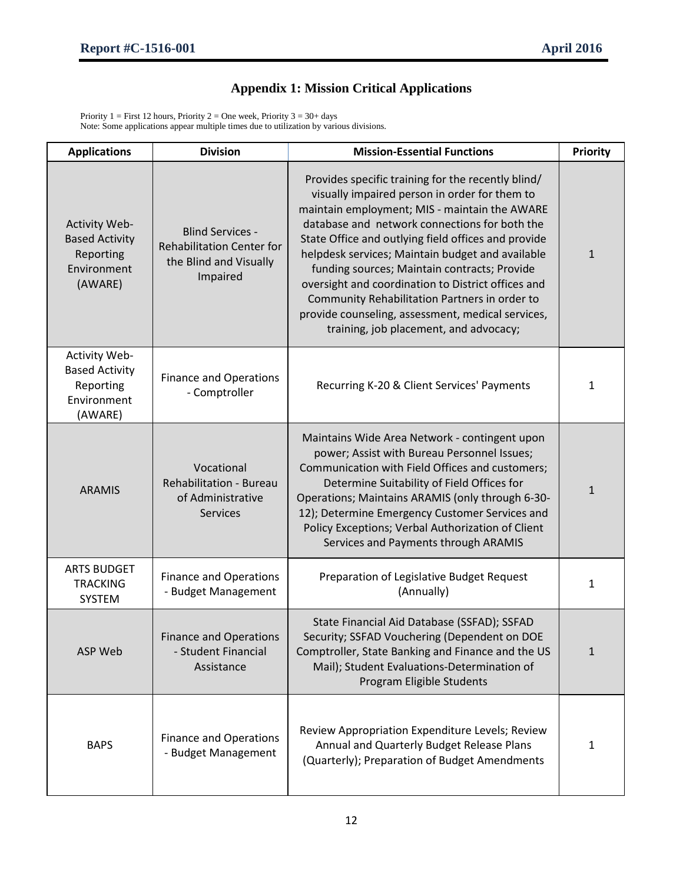# Appendix 1: Mission Critical Applications

Priority 1 = First 12 hours, Priority 2 = One week, Priority 3 = 30+ days
Note: Some applications appear multiple times due to utilization by various divisions.

| Applications | Division | Mission-Essential Functions | Priority |
|---|---|---|---|
| Activity Web-Based Activity Reporting Environment (AWARE) | Blind Services - Rehabilitation Center for the Blind and Visually Impaired | Provides specific training for the recently blind/ visually impaired person in order for them to maintain employment; MIS - maintain the AWARE database and network connections for both the State Office and outlying field offices and provide helpdesk services; Maintain budget and available funding sources; Maintain contracts; Provide oversight and coordination to District offices and Community Rehabilitation Partners in order to provide counseling, assessment, medical services, training, job placement, and advocacy; | 1 |
| Activity Web-Based Activity Reporting Environment (AWARE) | Finance and Operations - Comptroller | Recurring K-20 & Client Services' Payments | 1 |
| ARAMIS | Vocational Rehabilitation - Bureau of Administrative Services | Maintains Wide Area Network - contingent upon power; Assist with Bureau Personnel Issues; Communication with Field Offices and customers; Determine Suitability of Field Offices for Operations; Maintains ARAMIS (only through 6-30-12); Determine Emergency Customer Services and Policy Exceptions; Verbal Authorization of Client Services and Payments through ARAMIS | 1 |
| ARTS BUDGET TRACKING SYSTEM | Finance and Operations - Budget Management | Preparation of Legislative Budget Request (Annually) | 1 |
| ASP Web | Finance and Operations - Student Financial Assistance | State Financial Aid Database (SSFAD); SSFAD Security; SSFAD Vouchering (Dependent on DOE Comptroller, State Banking and Finance and the US Mail); Student Evaluations-Determination of Program Eligible Students | 1 |
| BAPS | Finance and Operations - Budget Management | Review Appropriation Expenditure Levels; Review Annual and Quarterly Budget Release Plans (Quarterly); Preparation of Budget Amendments | 1 |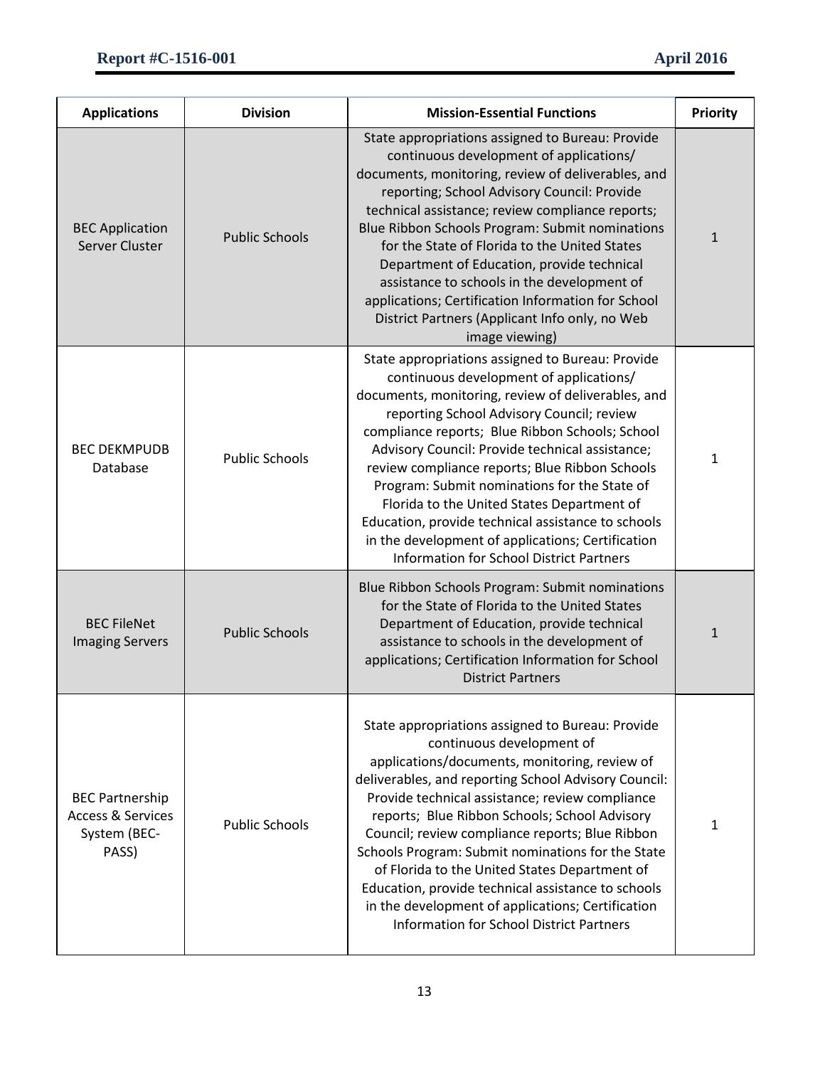| Applications | Division | Mission-Essential Functions | Priority |
|---|---|---|---|
| BEC Application Server Cluster | Public Schools | State appropriations assigned to Bureau: Provide continuous development of applications/ documents, monitoring, review of deliverables, and reporting; School Advisory Council: Provide technical assistance; review compliance reports; Blue Ribbon Schools Program: Submit nominations for the State of Florida to the United States Department of Education, provide technical assistance to schools in the development of applications; Certification Information for School District Partners (Applicant Info only, no Web image viewing) | 1 |
| BEC DEKMPUDB Database | Public Schools | State appropriations assigned to Bureau: Provide continuous development of applications/ documents, monitoring, review of deliverables, and reporting School Advisory Council; review compliance reports; Blue Ribbon Schools; School Advisory Council: Provide technical assistance; review compliance reports; Blue Ribbon Schools Program: Submit nominations for the State of Florida to the United States Department of Education, provide technical assistance to schools in the development of applications; Certification Information for School District Partners | 1 |
| BEC FileNet Imaging Servers | Public Schools | Blue Ribbon Schools Program: Submit nominations for the State of Florida to the United States Department of Education, provide technical assistance to schools in the development of applications; Certification Information for School District Partners | 1 |
| BEC Partnership Access & Services System (BEC-PASS) | Public Schools | State appropriations assigned to Bureau: Provide continuous development of applications/documents, monitoring, review of deliverables, and reporting School Advisory Council: Provide technical assistance; review compliance reports; Blue Ribbon Schools; School Advisory Council; review compliance reports; Blue Ribbon Schools Program: Submit nominations for the State of Florida to the United States Department of Education, provide technical assistance to schools in the development of applications; Certification Information for School District Partners | 1 |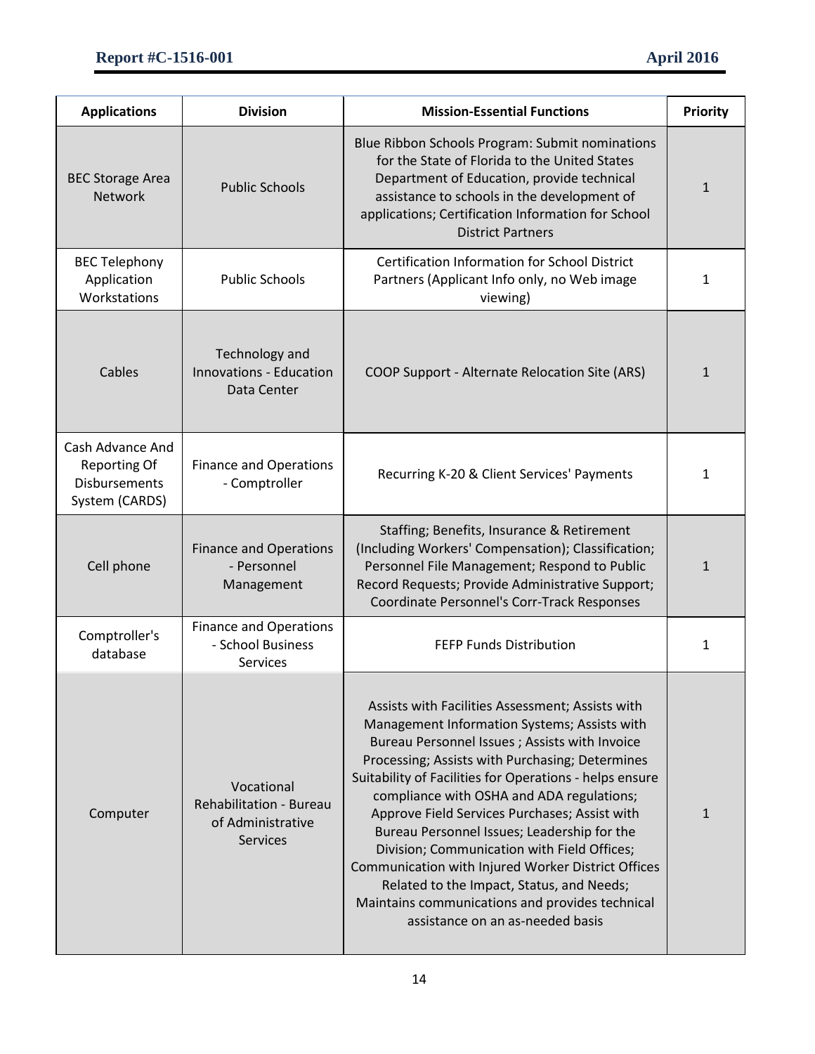| Applications | Division | Mission-Essential Functions | Priority |
|---|---|---|---|
| BEC Storage Area Network | Public Schools | Blue Ribbon Schools Program: Submit nominations for the State of Florida to the United States Department of Education, provide technical assistance to schools in the development of applications; Certification Information for School District Partners | 1 |
| BEC Telephony Application Workstations | Public Schools | Certification Information for School District Partners (Applicant Info only, no Web image viewing) | 1 |
| Cables | Technology and Innovations - Education Data Center | COOP Support - Alternate Relocation Site (ARS) | 1 |
| Cash Advance And Reporting Of Disbursements System (CARDS) | Finance and Operations - Comptroller | Recurring K-20 & Client Services' Payments | 1 |
| Cell phone | Finance and Operations - Personnel Management | Staffing; Benefits, Insurance & Retirement (Including Workers' Compensation); Classification; Personnel File Management; Respond to Public Record Requests; Provide Administrative Support; Coordinate Personnel's Corr-Track Responses | 1 |
| Comptroller's database | Finance and Operations - School Business Services | FEFP Funds Distribution | 1 |
| Computer | Vocational Rehabilitation - Bureau of Administrative Services | Assists with Facilities Assessment; Assists with Management Information Systems; Assists with Bureau Personnel Issues ; Assists with Invoice Processing; Assists with Purchasing; Determines Suitability of Facilities for Operations - helps ensure compliance with OSHA and ADA regulations; Approve Field Services Purchases; Assist with Bureau Personnel Issues; Leadership for the Division; Communication with Field Offices; Communication with Injured Worker District Offices Related to the Impact, Status, and Needs; Maintains communications and provides technical assistance on an as-needed basis | 1 |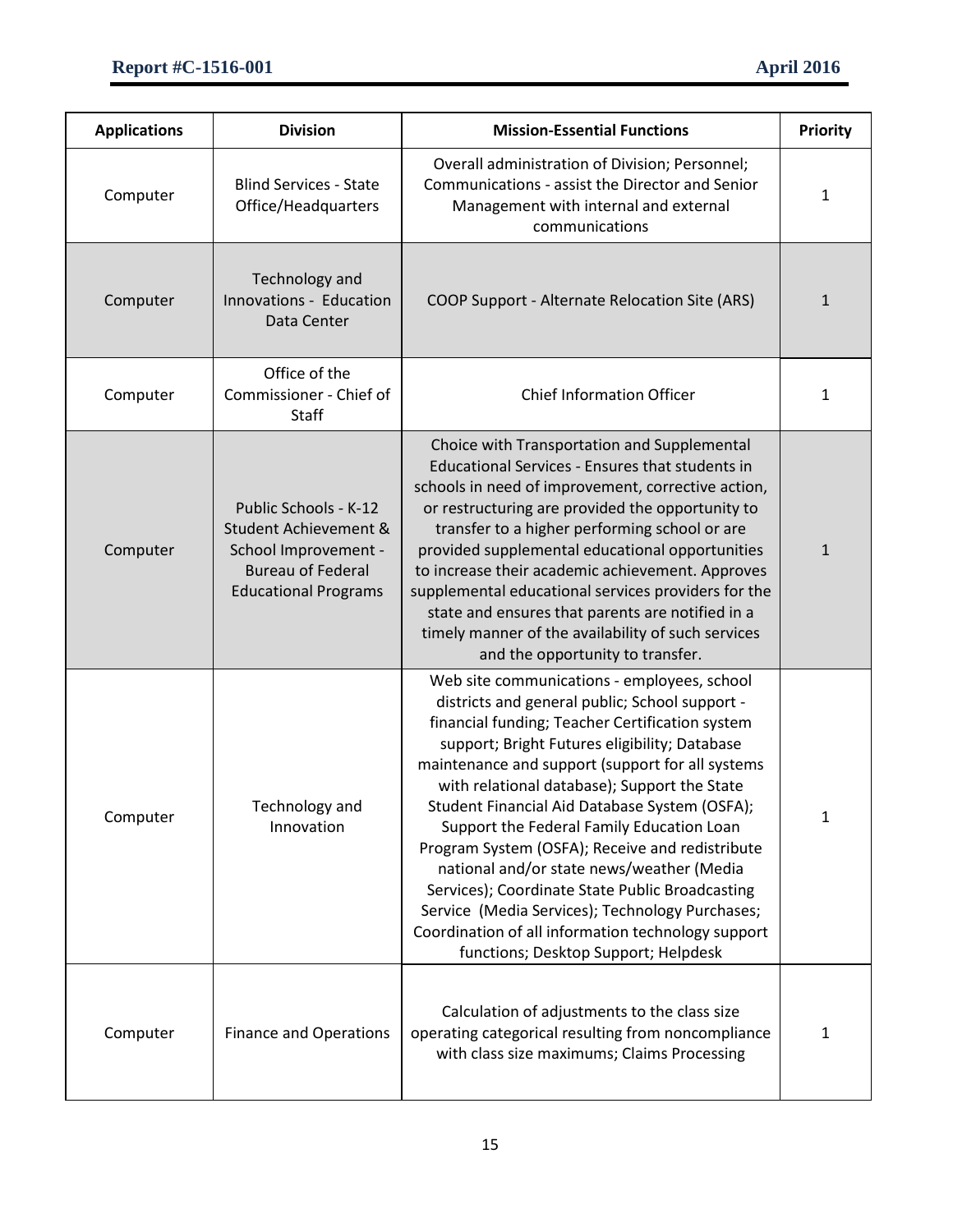| Applications | Division | Mission-Essential Functions | Priority |
| --- | --- | --- | --- |
| Computer | Blind Services - State Office/Headquarters | Overall administration of Division; Personnel; Communications - assist the Director and Senior Management with internal and external communications | 1 |
| Computer | Technology and Innovations - Education Data Center | COOP Support - Alternate Relocation Site (ARS) | 1 |
| Computer | Office of the Commissioner - Chief of Staff | Chief Information Officer | 1 |
| Computer | Public Schools - K-12 Student Achievement & School Improvement - Bureau of Federal Educational Programs | Choice with Transportation and Supplemental Educational Services - Ensures that students in schools in need of improvement, corrective action, or restructuring are provided the opportunity to transfer to a higher performing school or are provided supplemental educational opportunities to increase their academic achievement. Approves supplemental educational services providers for the state and ensures that parents are notified in a timely manner of the availability of such services and the opportunity to transfer. | 1 |
| Computer | Technology and Innovation | Web site communications - employees, school districts and general public; School support - financial funding; Teacher Certification system support; Bright Futures eligibility; Database maintenance and support (support for all systems with relational database); Support the State Student Financial Aid Database System (OSFA); Support the Federal Family Education Loan Program System (OSFA); Receive and redistribute national and/or state news/weather (Media Services); Coordinate State Public Broadcasting Service (Media Services); Technology Purchases; Coordination of all information technology support functions; Desktop Support; Helpdesk | 1 |
| Computer | Finance and Operations | Calculation of adjustments to the class size operating categorical resulting from noncompliance with class size maximums; Claims Processing | 1 |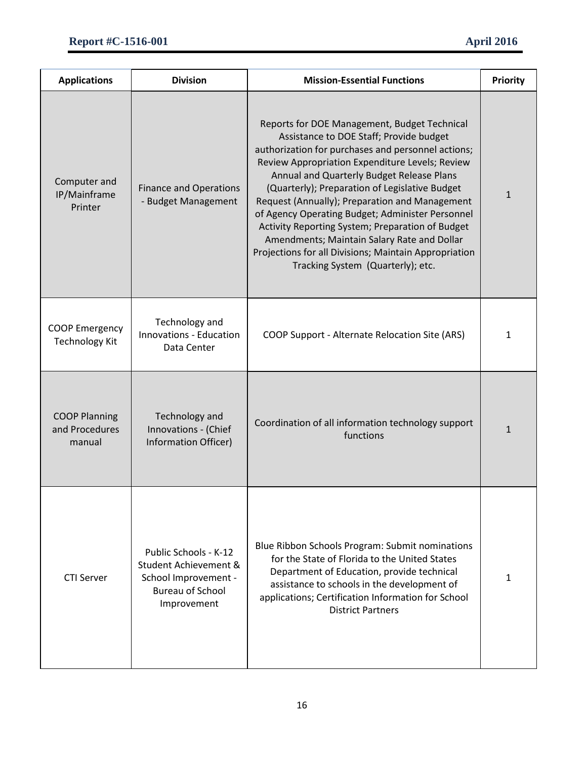| Applications | Division | Mission-Essential Functions | Priority |
| --- | --- | --- | --- |
| Computer and IP/Mainframe Printer | Finance and Operations - Budget Management | Reports for DOE Management, Budget Technical Assistance to DOE Staff; Provide budget authorization for purchases and personnel actions; Review Appropriation Expenditure Levels; Review Annual and Quarterly Budget Release Plans (Quarterly); Preparation of Legislative Budget Request (Annually); Preparation and Management of Agency Operating Budget; Administer Personnel Activity Reporting System; Preparation of Budget Amendments; Maintain Salary Rate and Dollar Projections for all Divisions; Maintain Appropriation Tracking System (Quarterly); etc. | 1 |
| COOP Emergency Technology Kit | Technology and Innovations - Education Data Center | COOP Support - Alternate Relocation Site (ARS) | 1 |
| COOP Planning and Procedures manual | Technology and Innovations - (Chief Information Officer) | Coordination of all information technology support functions | 1 |
| CTI Server | Public Schools - K-12 Student Achievement & School Improvement - Bureau of School Improvement | Blue Ribbon Schools Program: Submit nominations for the State of Florida to the United States Department of Education, provide technical assistance to schools in the development of applications; Certification Information for School District Partners | 1 |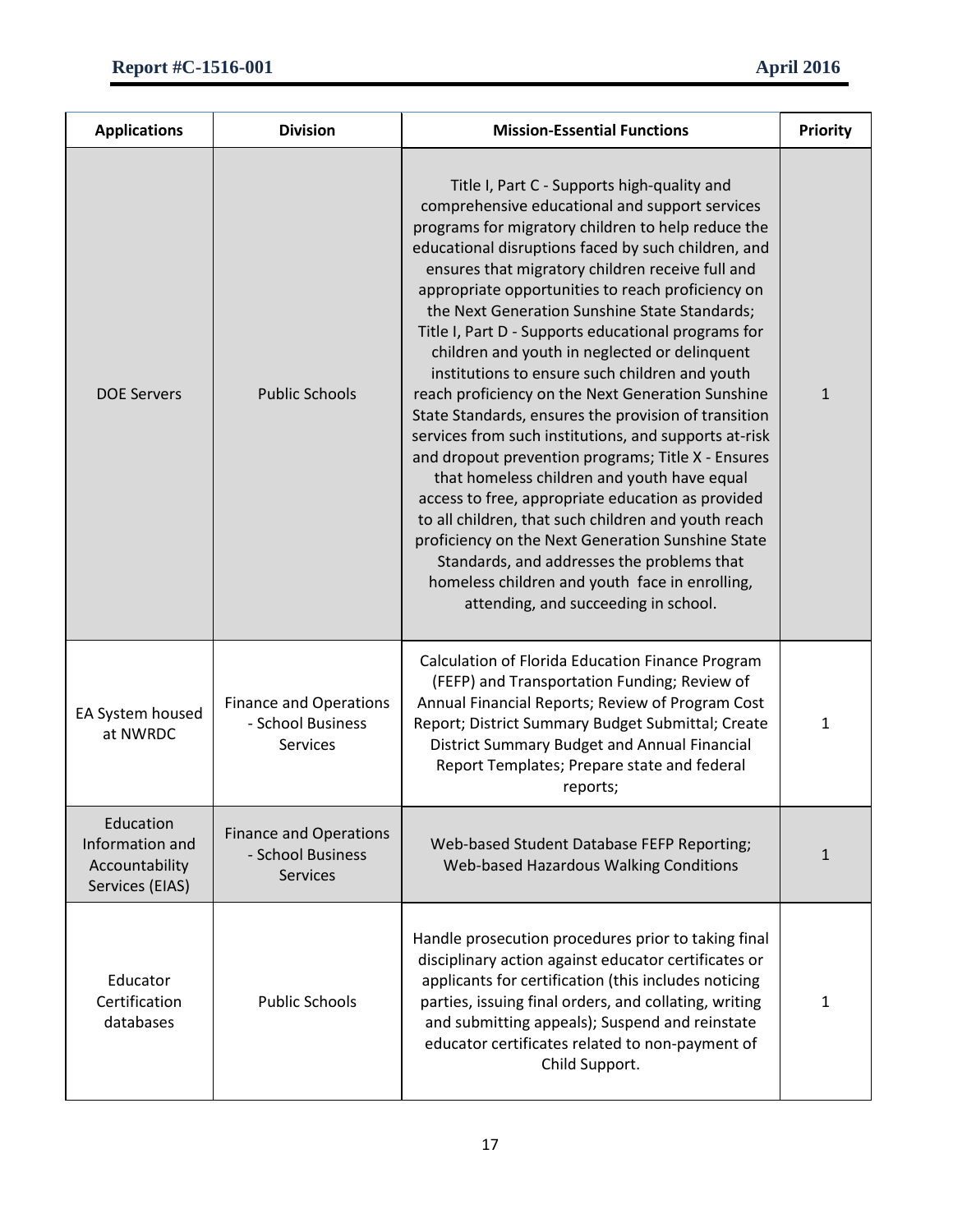| Applications | Division | Mission-Essential Functions | Priority |
|---|---|---|---|
| DOE Servers | Public Schools | Title I, Part C - Supports high-quality and comprehensive educational and support services programs for migratory children to help reduce the educational disruptions faced by such children, and ensures that migratory children receive full and appropriate opportunities to reach proficiency on the Next Generation Sunshine State Standards; Title I, Part D - Supports educational programs for children and youth in neglected or delinquent institutions to ensure such children and youth reach proficiency on the Next Generation Sunshine State Standards, ensures the provision of transition services from such institutions, and supports at-risk and dropout prevention programs; Title X - Ensures that homeless children and youth have equal access to free, appropriate education as provided to all children, that such children and youth reach proficiency on the Next Generation Sunshine State Standards, and addresses the problems that homeless children and youth face in enrolling, attending, and succeeding in school. | 1 |
| EA System housed at NWRDC | Finance and Operations - School Business Services | Calculation of Florida Education Finance Program (FEFP) and Transportation Funding; Review of Annual Financial Reports; Review of Program Cost Report; District Summary Budget Submittal; Create District Summary Budget and Annual Financial Report Templates; Prepare state and federal reports; | 1 |
| Education Information and Accountability Services (EIAS) | Finance and Operations - School Business Services | Web-based Student Database FEFP Reporting; Web-based Hazardous Walking Conditions | 1 |
| Educator Certification databases | Public Schools | Handle prosecution procedures prior to taking final disciplinary action against educator certificates or applicants for certification (this includes noticing parties, issuing final orders, and collating, writing and submitting appeals); Suspend and reinstate educator certificates related to non-payment of Child Support. | 1 |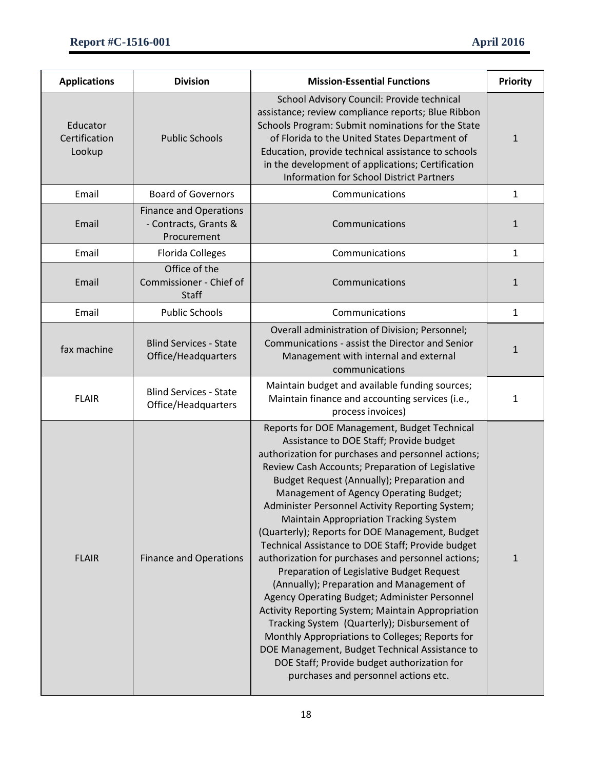| Applications | Division | Mission-Essential Functions | Priority |
|---|---|---|---|
| Educator Certification Lookup | Public Schools | School Advisory Council: Provide technical assistance; review compliance reports; Blue Ribbon Schools Program: Submit nominations for the State of Florida to the United States Department of Education, provide technical assistance to schools in the development of applications; Certification Information for School District Partners | 1 |
| Email | Board of Governors | Communications | 1 |
| Email | Finance and Operations - Contracts, Grants & Procurement | Communications | 1 |
| Email | Florida Colleges | Communications | 1 |
| Email | Office of the Commissioner - Chief of Staff | Communications | 1 |
| Email | Public Schools | Communications | 1 |
| fax machine | Blind Services - State Office/Headquarters | Overall administration of Division; Personnel; Communications - assist the Director and Senior Management with internal and external communications | 1 |
| FLAIR | Blind Services - State Office/Headquarters | Maintain budget and available funding sources; Maintain finance and accounting services (i.e., process invoices) | 1 |
| FLAIR | Finance and Operations | Reports for DOE Management, Budget Technical Assistance to DOE Staff; Provide budget authorization for purchases and personnel actions; Review Cash Accounts; Preparation of Legislative Budget Request (Annually); Preparation and Management of Agency Operating Budget; Administer Personnel Activity Reporting System; Maintain Appropriation Tracking System (Quarterly); Reports for DOE Management, Budget Technical Assistance to DOE Staff; Provide budget authorization for purchases and personnel actions; Preparation of Legislative Budget Request (Annually); Preparation and Management of Agency Operating Budget; Administer Personnel Activity Reporting System; Maintain Appropriation Tracking System (Quarterly); Disbursement of Monthly Appropriations to Colleges; Reports for DOE Management, Budget Technical Assistance to DOE Staff; Provide budget authorization for purchases and personnel actions etc. | 1 |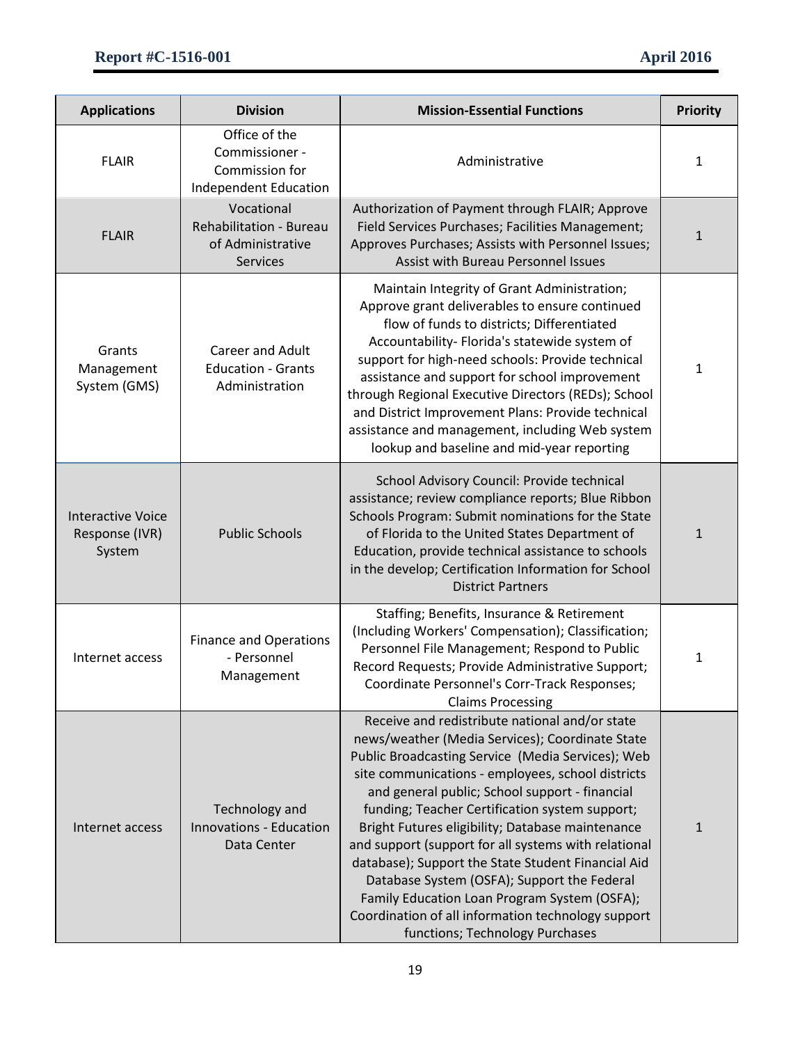| Applications | Division | Mission-Essential Functions | Priority |
|---|---|---|---|
| FLAIR | Office of the Commissioner - Commission for Independent Education | Administrative | 1 |
| FLAIR | Vocational Rehabilitation - Bureau of Administrative Services | Authorization of Payment through FLAIR; Approve Field Services Purchases; Facilities Management; Approves Purchases; Assists with Personnel Issues; Assist with Bureau Personnel Issues | 1 |
| Grants Management System (GMS) | Career and Adult Education - Grants Administration | Maintain Integrity of Grant Administration; Approve grant deliverables to ensure continued flow of funds to districts; Differentiated Accountability- Florida's statewide system of support for high-need schools: Provide technical assistance and support for school improvement through Regional Executive Directors (REDs); School and District Improvement Plans: Provide technical assistance and management, including Web system lookup and baseline and mid-year reporting | 1 |
| Interactive Voice Response (IVR) System | Public Schools | School Advisory Council: Provide technical assistance; review compliance reports; Blue Ribbon Schools Program: Submit nominations for the State of Florida to the United States Department of Education, provide technical assistance to schools in the develop; Certification Information for School District Partners | 1 |
| Internet access | Finance and Operations - Personnel Management | Staffing; Benefits, Insurance & Retirement (Including Workers' Compensation); Classification; Personnel File Management; Respond to Public Record Requests; Provide Administrative Support; Coordinate Personnel's Corr-Track Responses; Claims Processing | 1 |
| Internet access | Technology and Innovations - Education Data Center | Receive and redistribute national and/or state news/weather (Media Services); Coordinate State Public Broadcasting Service (Media Services); Web site communications - employees, school districts and general public; School support - financial funding; Teacher Certification system support; Bright Futures eligibility; Database maintenance and support (support for all systems with relational database); Support the State Student Financial Aid Database System (OSFA); Support the Federal Family Education Loan Program System (OSFA); Coordination of all information technology support functions; Technology Purchases | 1 |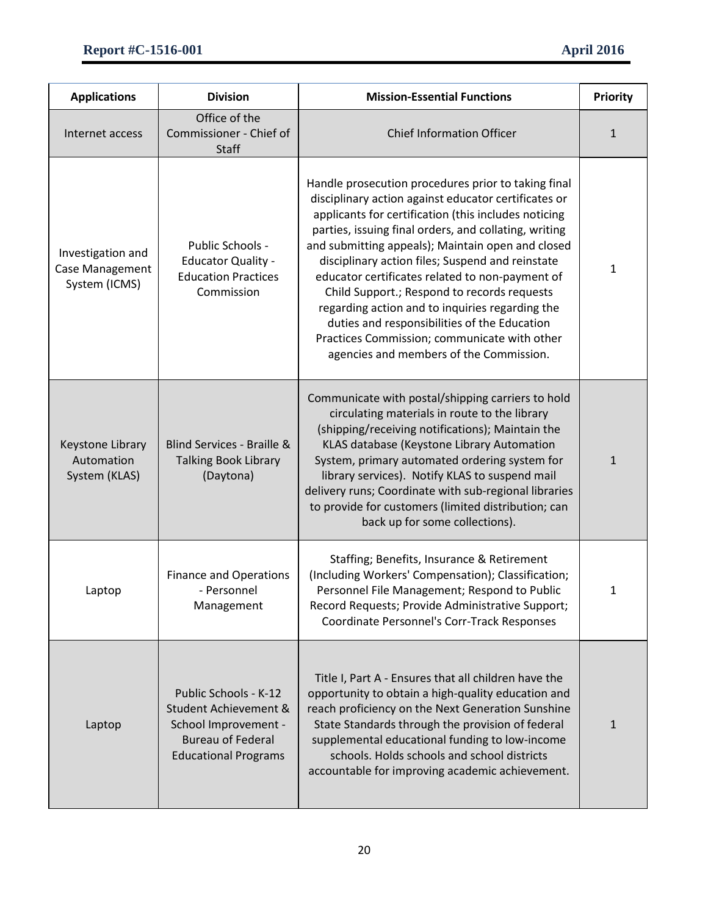| Applications | Division | Mission-Essential Functions | Priority |
|---|---|---|---|
| Internet access | Office of the Commissioner - Chief of Staff | Chief Information Officer | 1 |
| Investigation and Case Management System (ICMS) | Public Schools - Educator Quality - Education Practices Commission | Handle prosecution procedures prior to taking final disciplinary action against educator certificates or applicants for certification (this includes noticing parties, issuing final orders, and collating, writing and submitting appeals); Maintain open and closed disciplinary action files; Suspend and reinstate educator certificates related to non-payment of Child Support.; Respond to records requests regarding action and to inquiries regarding the duties and responsibilities of the Education Practices Commission; communicate with other agencies and members of the Commission. | 1 |
| Keystone Library Automation System (KLAS) | Blind Services - Braille & Talking Book Library (Daytona) | Communicate with postal/shipping carriers to hold circulating materials in route to the library (shipping/receiving notifications); Maintain the KLAS database (Keystone Library Automation System, primary automated ordering system for library services). Notify KLAS to suspend mail delivery runs; Coordinate with sub-regional libraries to provide for customers (limited distribution; can back up for some collections). | 1 |
| Laptop | Finance and Operations - Personnel Management | Staffing; Benefits, Insurance & Retirement (Including Workers' Compensation); Classification; Personnel File Management; Respond to Public Record Requests; Provide Administrative Support; Coordinate Personnel's Corr-Track Responses | 1 |
| Laptop | Public Schools - K-12 Student Achievement & School Improvement - Bureau of Federal Educational Programs | Title I, Part A - Ensures that all children have the opportunity to obtain a high-quality education and reach proficiency on the Next Generation Sunshine State Standards through the provision of federal supplemental educational funding to low-income schools. Holds schools and school districts accountable for improving academic achievement. | 1 |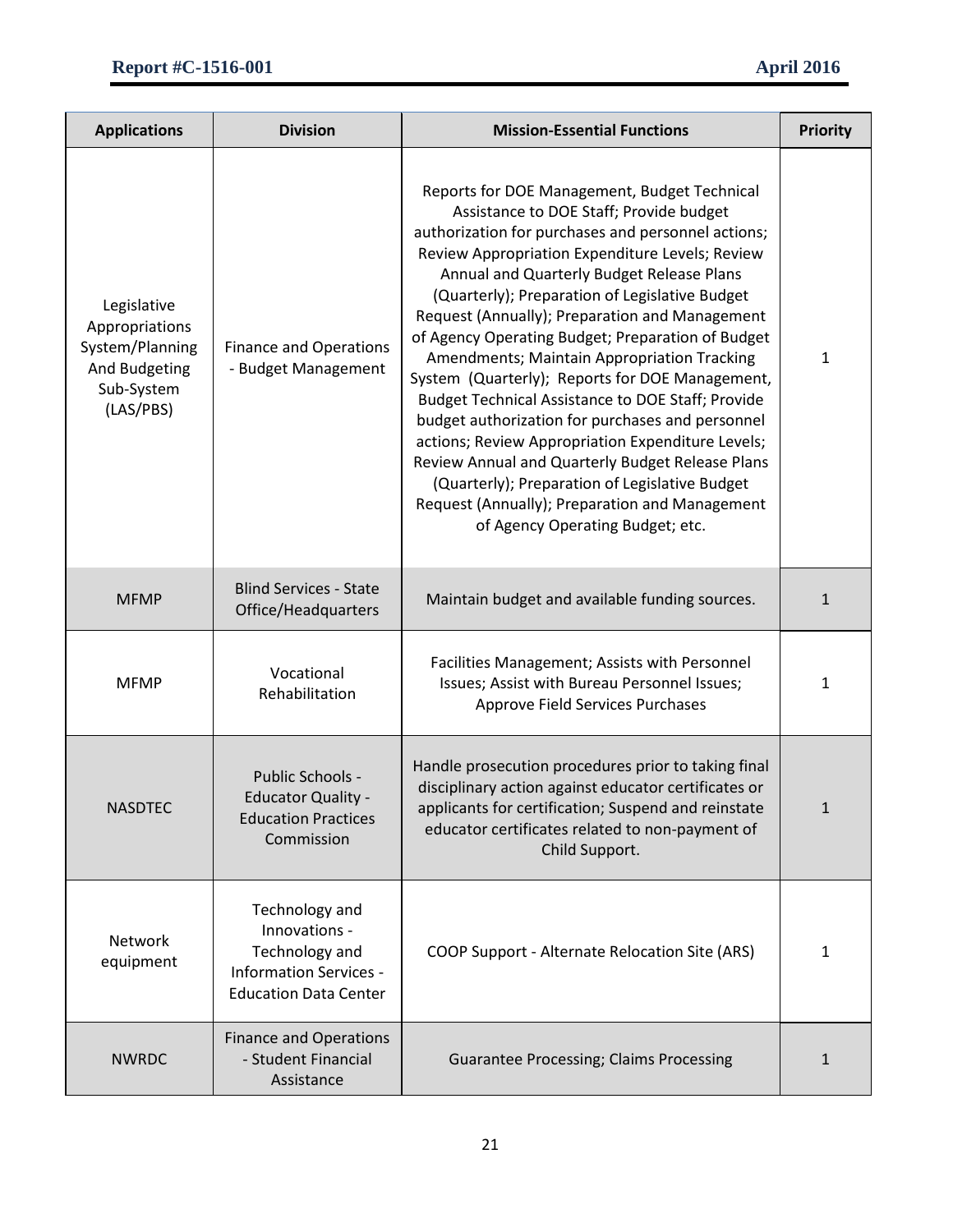| Applications | Division | Mission-Essential Functions | Priority |
|---|---|---|---|
| Legislative Appropriations System/Planning And Budgeting Sub-System (LAS/PBS) | Finance and Operations - Budget Management | Reports for DOE Management, Budget Technical Assistance to DOE Staff; Provide budget authorization for purchases and personnel actions; Review Appropriation Expenditure Levels; Review Annual and Quarterly Budget Release Plans (Quarterly); Preparation of Legislative Budget Request (Annually); Preparation and Management of Agency Operating Budget; Preparation of Budget Amendments; Maintain Appropriation Tracking System (Quarterly); Reports for DOE Management, Budget Technical Assistance to DOE Staff; Provide budget authorization for purchases and personnel actions; Review Appropriation Expenditure Levels; Review Annual and Quarterly Budget Release Plans (Quarterly); Preparation of Legislative Budget Request (Annually); Preparation and Management of Agency Operating Budget; etc. | 1 |
| MFMP | Blind Services - State Office/Headquarters | Maintain budget and available funding sources. | 1 |
| MFMP | Vocational Rehabilitation | Facilities Management; Assists with Personnel Issues; Assist with Bureau Personnel Issues; Approve Field Services Purchases | 1 |
| NASDTEC | Public Schools - Educator Quality - Education Practices Commission | Handle prosecution procedures prior to taking final disciplinary action against educator certificates or applicants for certification; Suspend and reinstate educator certificates related to non-payment of Child Support. | 1 |
| Network equipment | Technology and Innovations - Technology and Information Services - Education Data Center | COOP Support - Alternate Relocation Site (ARS) | 1 |
| NWRDC | Finance and Operations - Student Financial Assistance | Guarantee Processing; Claims Processing | 1 |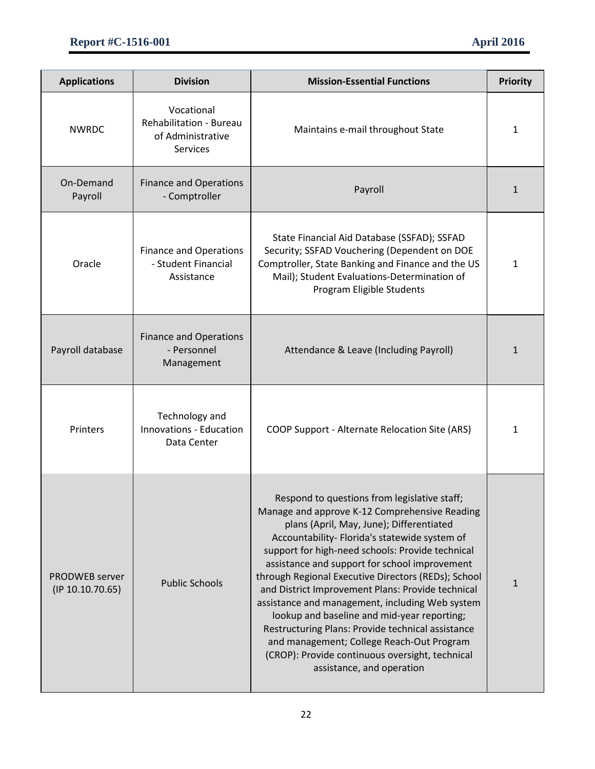| Applications | Division | Mission-Essential Functions | Priority |
|---|---|---|---|
| NWRDC | Vocational Rehabilitation - Bureau of Administrative Services | Maintains e-mail throughout State | 1 |
| On-Demand Payroll | Finance and Operations - Comptroller | Payroll | 1 |
| Oracle | Finance and Operations - Student Financial Assistance | State Financial Aid Database (SSFAD); SSFAD Security; SSFAD Vouchering (Dependent on DOE Comptroller, State Banking and Finance and the US Mail); Student Evaluations-Determination of Program Eligible Students | 1 |
| Payroll database | Finance and Operations - Personnel Management | Attendance & Leave (Including Payroll) | 1 |
| Printers | Technology and Innovations - Education Data Center | COOP Support - Alternate Relocation Site (ARS) | 1 |
| PRODWEB server (IP 10.10.70.65) | Public Schools | Respond to questions from legislative staff; Manage and approve K-12 Comprehensive Reading plans (April, May, June); Differentiated Accountability- Florida's statewide system of support for high-need schools: Provide technical assistance and support for school improvement through Regional Executive Directors (REDs); School and District Improvement Plans: Provide technical assistance and management, including Web system lookup and baseline and mid-year reporting; Restructuring Plans: Provide technical assistance and management; College Reach-Out Program (CROP): Provide continuous oversight, technical assistance, and operation | 1 |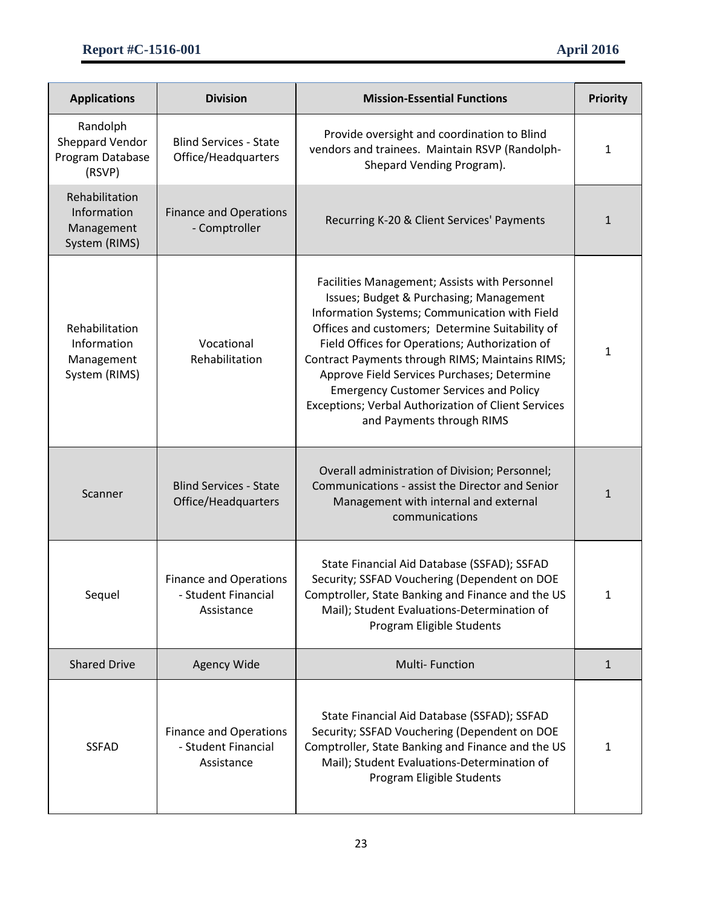| Applications | Division | Mission-Essential Functions | Priority |
|---|---|---|---|
| Randolph Sheppard Vendor Program Database (RSVP) | Blind Services - State Office/Headquarters | Provide oversight and coordination to Blind vendors and trainees. Maintain RSVP (Randolph-Shepard Vending Program). | 1 |
| Rehabilitation Information Management System (RIMS) | Finance and Operations - Comptroller | Recurring K-20 & Client Services' Payments | 1 |
| Rehabilitation Information Management System (RIMS) | Vocational Rehabilitation | Facilities Management; Assists with Personnel Issues; Budget & Purchasing; Management Information Systems; Communication with Field Offices and customers; Determine Suitability of Field Offices for Operations; Authorization of Contract Payments through RIMS; Maintains RIMS; Approve Field Services Purchases; Determine Emergency Customer Services and Policy Exceptions; Verbal Authorization of Client Services and Payments through RIMS | 1 |
| Scanner | Blind Services - State Office/Headquarters | Overall administration of Division; Personnel; Communications - assist the Director and Senior Management with internal and external communications | 1 |
| Sequel | Finance and Operations - Student Financial Assistance | State Financial Aid Database (SSFAD); SSFAD Security; SSFAD Vouchering (Dependent on DOE Comptroller, State Banking and Finance and the US Mail); Student Evaluations-Determination of Program Eligible Students | 1 |
| Shared Drive | Agency Wide | Multi- Function | 1 |
| SSFAD | Finance and Operations - Student Financial Assistance | State Financial Aid Database (SSFAD); SSFAD Security; SSFAD Vouchering (Dependent on DOE Comptroller, State Banking and Finance and the US Mail); Student Evaluations-Determination of Program Eligible Students | 1 |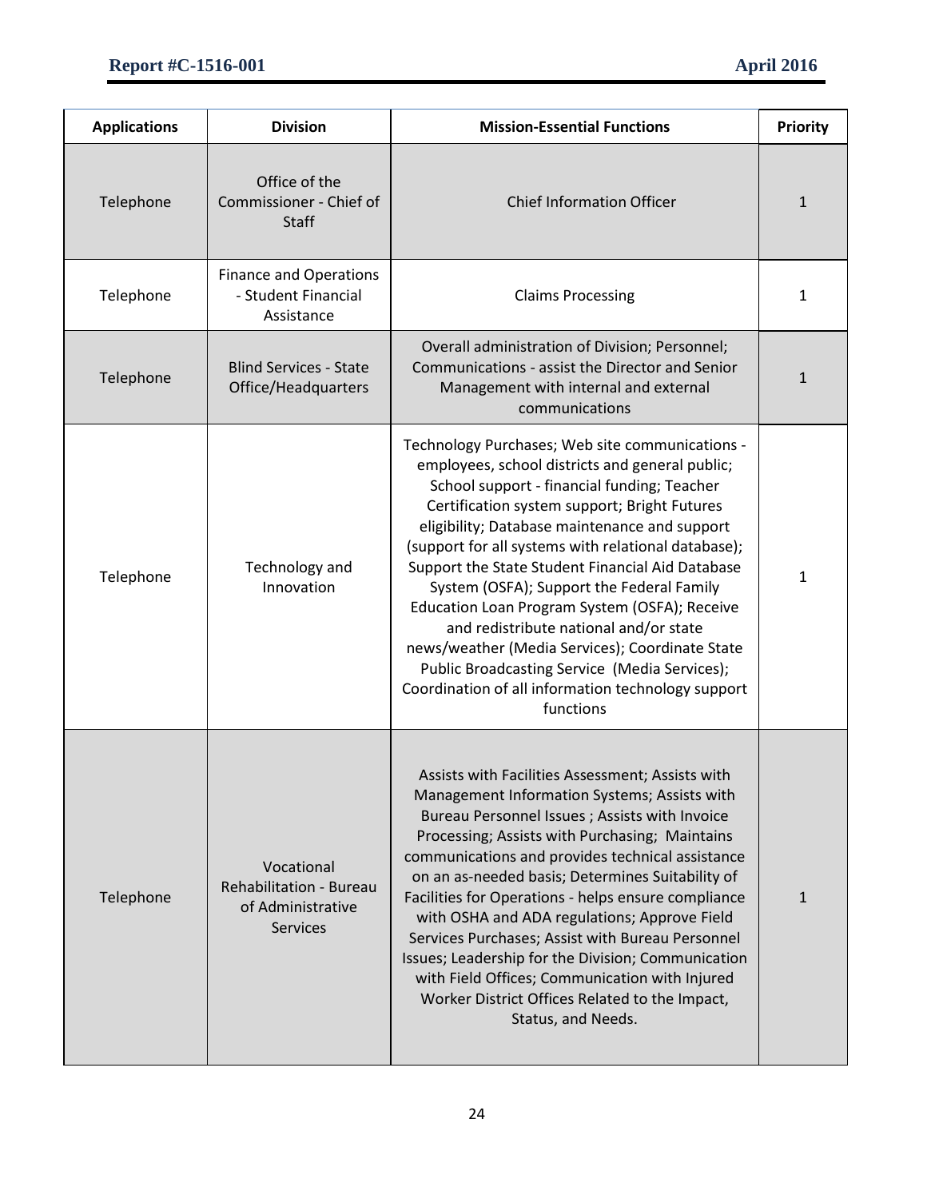| Applications | Division | Mission-Essential Functions | Priority |
|---|---|---|---|
| Telephone | Office of the Commissioner - Chief of Staff | Chief Information Officer | 1 |
| Telephone | Finance and Operations - Student Financial Assistance | Claims Processing | 1 |
| Telephone | Blind Services - State Office/Headquarters | Overall administration of Division; Personnel; Communications - assist the Director and Senior Management with internal and external communications | 1 |
| Telephone | Technology and Innovation | Technology Purchases; Web site communications - employees, school districts and general public; School support - financial funding; Teacher Certification system support; Bright Futures eligibility; Database maintenance and support (support for all systems with relational database); Support the State Student Financial Aid Database System (OSFA); Support the Federal Family Education Loan Program System (OSFA); Receive and redistribute national and/or state news/weather (Media Services); Coordinate State Public Broadcasting Service (Media Services); Coordination of all information technology support functions | 1 |
| Telephone | Vocational Rehabilitation - Bureau of Administrative Services | Assists with Facilities Assessment; Assists with Management Information Systems; Assists with Bureau Personnel Issues ; Assists with Invoice Processing; Assists with Purchasing; Maintains communications and provides technical assistance on an as-needed basis; Determines Suitability of Facilities for Operations - helps ensure compliance with OSHA and ADA regulations; Approve Field Services Purchases; Assist with Bureau Personnel Issues; Leadership for the Division; Communication with Field Offices; Communication with Injured Worker District Offices Related to the Impact, Status, and Needs. | 1 |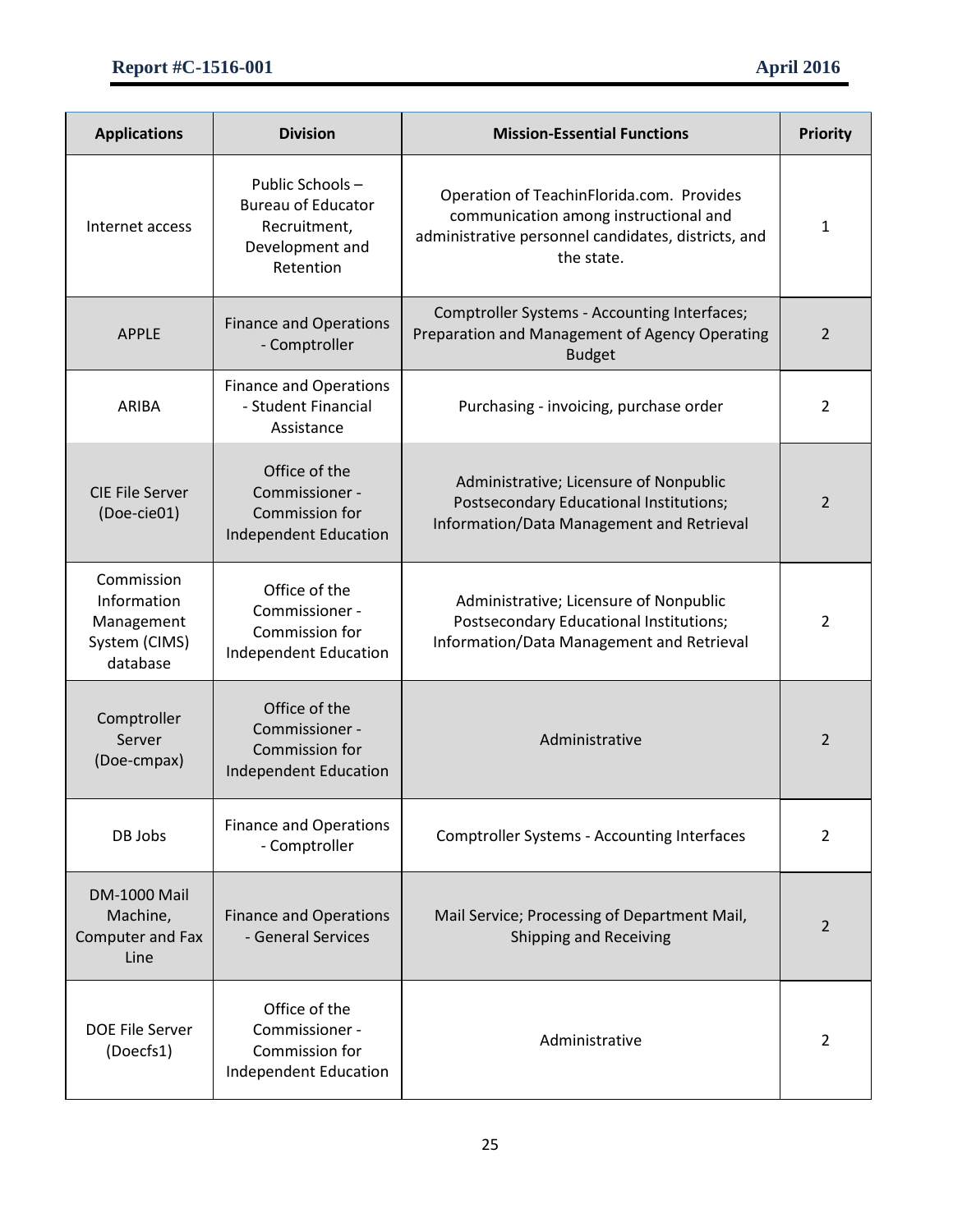| Applications | Division | Mission-Essential Functions | Priority |
|---|---|---|---|
| Internet access | Public Schools – Bureau of Educator Recruitment, Development and Retention | Operation of TeachinFlorida.com. Provides communication among instructional and administrative personnel candidates, districts, and the state. | 1 |
| APPLE | Finance and Operations - Comptroller | Comptroller Systems - Accounting Interfaces; Preparation and Management of Agency Operating Budget | 2 |
| ARIBA | Finance and Operations - Student Financial Assistance | Purchasing - invoicing, purchase order | 2 |
| CIE File Server (Doe-cie01) | Office of the Commissioner - Commission for Independent Education | Administrative; Licensure of Nonpublic Postsecondary Educational Institutions; Information/Data Management and Retrieval | 2 |
| Commission Information Management System (CIMS) database | Office of the Commissioner - Commission for Independent Education | Administrative; Licensure of Nonpublic Postsecondary Educational Institutions; Information/Data Management and Retrieval | 2 |
| Comptroller Server (Doe-cmpax) | Office of the Commissioner - Commission for Independent Education | Administrative | 2 |
| DB Jobs | Finance and Operations - Comptroller | Comptroller Systems - Accounting Interfaces | 2 |
| DM-1000 Mail Machine, Computer and Fax Line | Finance and Operations - General Services | Mail Service; Processing of Department Mail, Shipping and Receiving | 2 |
| DOE File Server (Doecfs1) | Office of the Commissioner - Commission for Independent Education | Administrative | 2 |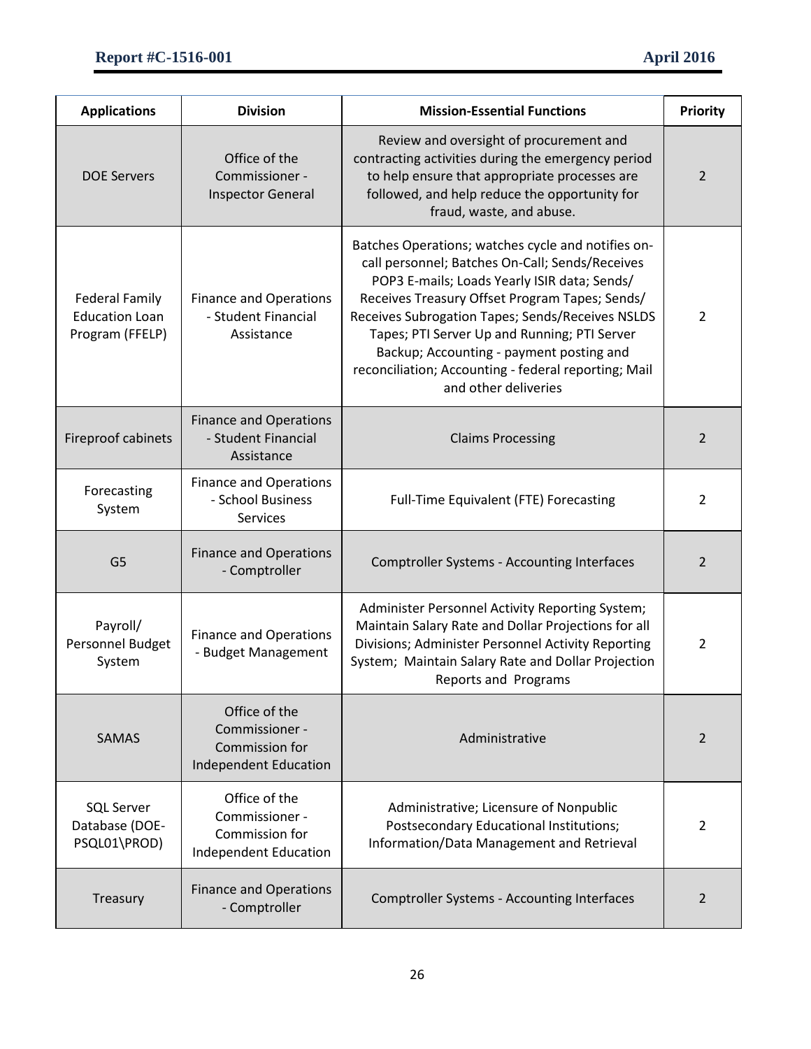| Applications | Division | Mission-Essential Functions | Priority |
| --- | --- | --- | --- |
| DOE Servers | Office of the Commissioner - Inspector General | Review and oversight of procurement and contracting activities during the emergency period to help ensure that appropriate processes are followed, and help reduce the opportunity for fraud, waste, and abuse. | 2 |
| Federal Family Education Loan Program (FFELP) | Finance and Operations - Student Financial Assistance | Batches Operations; watches cycle and notifies on-call personnel; Batches On-Call; Sends/Receives POP3 E-mails; Loads Yearly ISIR data; Sends/ Receives Treasury Offset Program Tapes; Sends/ Receives Subrogation Tapes; Sends/Receives NSLDS Tapes; PTI Server Up and Running; PTI Server Backup; Accounting - payment posting and reconciliation; Accounting - federal reporting; Mail and other deliveries | 2 |
| Fireproof cabinets | Finance and Operations - Student Financial Assistance | Claims Processing | 2 |
| Forecasting System | Finance and Operations - School Business Services | Full-Time Equivalent (FTE) Forecasting | 2 |
| G5 | Finance and Operations - Comptroller | Comptroller Systems - Accounting Interfaces | 2 |
| Payroll/ Personnel Budget System | Finance and Operations - Budget Management | Administer Personnel Activity Reporting System; Maintain Salary Rate and Dollar Projections for all Divisions; Administer Personnel Activity Reporting System; Maintain Salary Rate and Dollar Projection Reports and Programs | 2 |
| SAMAS | Office of the Commissioner - Commission for Independent Education | Administrative | 2 |
| SQL Server Database (DOE-PSQL01\PROD) | Office of the Commissioner - Commission for Independent Education | Administrative; Licensure of Nonpublic Postsecondary Educational Institutions; Information/Data Management and Retrieval | 2 |
| Treasury | Finance and Operations - Comptroller | Comptroller Systems - Accounting Interfaces | 2 |